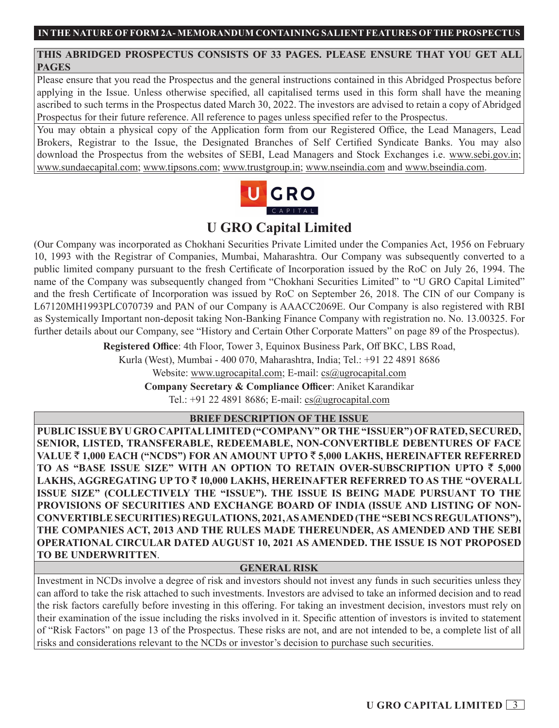**IN THE NATURE OF FORM 2A- MEMORANDUM CONTAINING SALIENT FEATURES OF THE PROSPECTUS**

**THIS ABRIDGED PROSPECTUS CONSISTS OF 33 PAGES. PLEASE ENSURE THAT YOU GET ALL PAGES**

Please ensure that you read the Prospectus and the general instructions contained in this Abridged Prospectus before applying in the Issue. Unless otherwise specified, all capitalised terms used in this form shall have the meaning ascribed to such terms in the Prospectus dated March 30, 2022. The investors are advised to retain a copy of Abridged Prospectus for their future reference. All reference to pages unless specified refer to the Prospectus.

You may obtain a physical copy of the Application form from our Registered Office, the Lead Managers, Lead Brokers, Registrar to the Issue, the Designated Branches of Self Certified Syndicate Banks. You may also download the Prospectus from the websites of SEBI, Lead Managers and Stock Exchanges i.e. www.sebi.gov.in; www.sundaecapital.com; www.tipsons.com; www.trustgroup.in; www.nseindia.com and www.bseindia.com.

U GRO CAPITAL

# U GRO Capital Limited

(Our Company was incorporated as Chokhani Securities Private Limited under the Companies Act, 1956 on February 10, 1993 with the Registrar of Companies, Mumbai, Maharashtra. Our Company was subsequently converted to a public limited company pursuant to the fresh Certificate of Incorporation issued by the RoC on July 26, 1994. The name of the Company was subsequently changed from "Chokhani Securities Limited" to "U GRO Capital Limited" and the fresh Certificate of Incorporation was issued by RoC on September 26, 2018. The CIN of our Company is L67120MH1993PLC070739 and PAN of our Company is AAACC2069E. Our Company is also registered with RBI as Systemically Important non-deposit taking Non-Banking Finance Company with registration no. No. 13.00325. For further details about our Company, see "History and Certain Other Corporate Matters" on page 89 of the Prospectus).

**Registered Office**: 4th Floor, Tower 3, Equinox Business Park, Off BKC, LBS Road, Kurla (West), Mumbai - 400 070, Maharashtra, India; Tel.: +91 22 4891 8686

Website: www.ugrocapital.com; E-mail: cs@ugrocapital.com

**Company Secretary & Compliance Officer**: Aniket Karandikar

Tel.: +91 22 4891 8686; E-mail: cs@ugrocapital.com

## BRIEF DESCRIPTION OF THE ISSUE

**PUBLIC ISSUE BY U GRO CAPITAL LIMITED ("COMPANY" OR THE "ISSUER") OF RATED, SECURED, SENIOR, LISTED, TRANSFERABLE, REDEEMABLE, NON-CONVERTIBLE DEBENTURES OF FACE VALUE ₹ 1,000 EACH ("NCDS") FOR AN AMOUNT UPTO ₹ 5,000 LAKHS, HEREINAFTER REFERRED TO AS "BASE ISSUE SIZE" WITH AN OPTION TO RETAIN OVER-SUBSCRIPTION UPTO ₹ 5,000 LAKHS, AGGREGATING UP TO ₹ 10,000 LAKHS, HEREINAFTER REFERRED TO AS THE "OVERALL ISSUE SIZE" (COLLECTIVELY THE "ISSUE"). THE ISSUE IS BEING MADE PURSUANT TO THE PROVISIONS OF SECURITIES AND EXCHANGE BOARD OF INDIA (ISSUE AND LISTING OF NON-CONVERTIBLE SECURITIES) REGULATIONS, 2021, AS AMENDED (THE "SEBI NCS REGULATIONS"), THE COMPANIES ACT, 2013 AND THE RULES MADE THEREUNDER, AS AMENDED AND THE SEBI OPERATIONAL CIRCULAR DATED AUGUST 10, 2021 AS AMENDED. THE ISSUE IS NOT PROPOSED TO BE UNDERWRITTEN**.

## GENERAL RISK

Investment in NCDs involve a degree of risk and investors should not invest any funds in such securities unless they can afford to take the risk attached to such investments. Investors are advised to take an informed decision and to read the risk factors carefully before investing in this offering. For taking an investment decision, investors must rely on their examination of the issue including the risks involved in it. Specific attention of investors is invited to statement of "Risk Factors" on page 13 of the Prospectus. These risks are not, and are not intended to be, a complete list of all risks and considerations relevant to the NCDs or investor's decision to purchase such securities.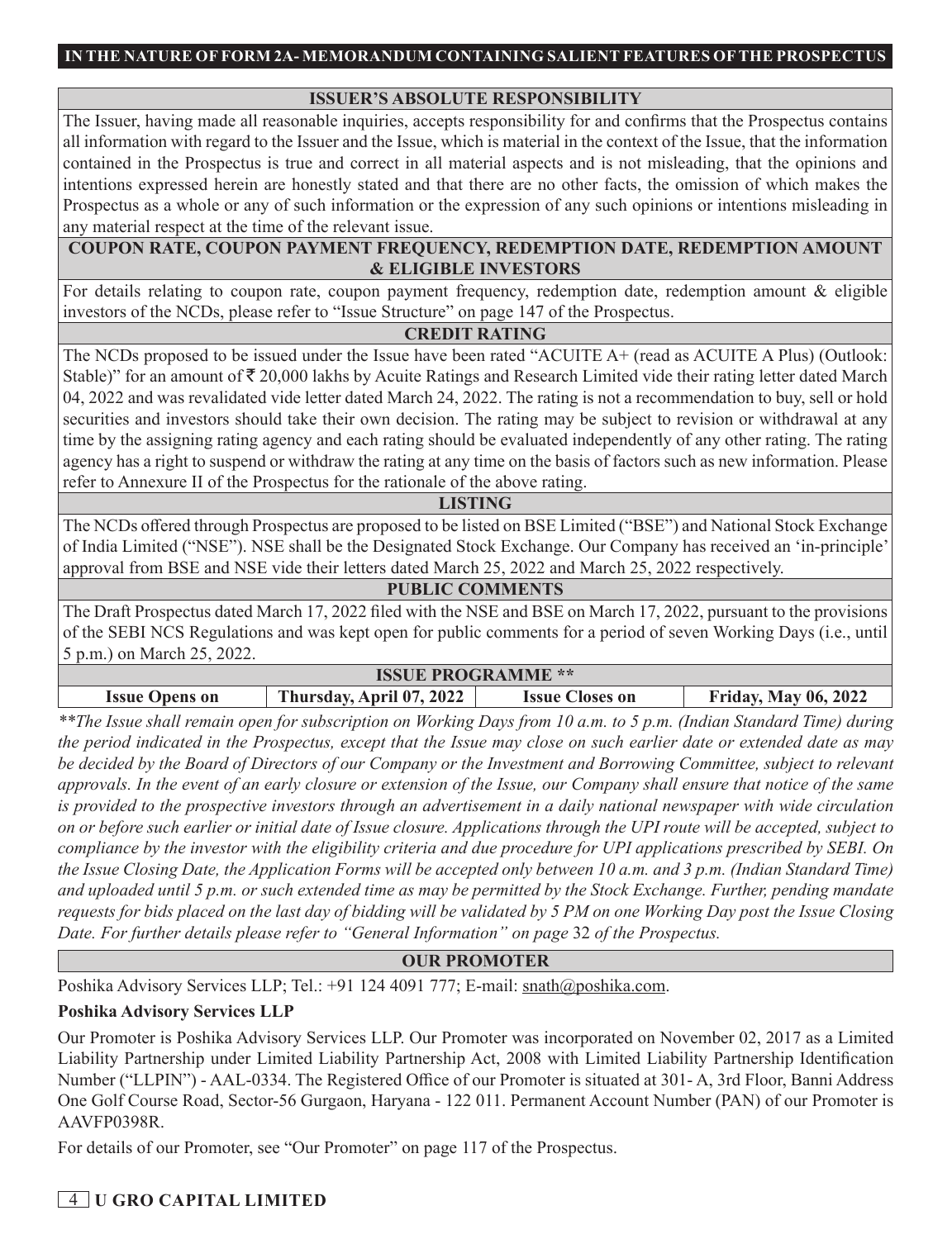**IN THE NATURE OF FORM 2A- MEMORANDUM CONTAINING SALIENT FEATURES OF THE PROSPECTUS**

## ISSUER'S ABSOLUTE RESPONSIBILITY

The Issuer, having made all reasonable inquiries, accepts responsibility for and confirms that the Prospectus contains all information with regard to the Issuer and the Issue, which is material in the context of the Issue, that the information contained in the Prospectus is true and correct in all material aspects and is not misleading, that the opinions and intentions expressed herein are honestly stated and that there are no other facts, the omission of which makes the Prospectus as a whole or any of such information or the expression of any such opinions or intentions misleading in any material respect at the time of the relevant issue.

## COUPON RATE, COUPON PAYMENT FREQUENCY, REDEMPTION DATE, REDEMPTION AMOUNT & ELIGIBLE INVESTORS

For details relating to coupon rate, coupon payment frequency, redemption date, redemption amount & eligible investors of the NCDs, please refer to "Issue Structure" on page 147 of the Prospectus.

## CREDIT RATING

The NCDs proposed to be issued under the Issue have been rated "ACUITE A+ (read as ACUITE A Plus) (Outlook: Stable)" for an amount of ₹ 20,000 lakhs by Acuite Ratings and Research Limited vide their rating letter dated March 04, 2022 and was revalidated vide letter dated March 24, 2022. The rating is not a recommendation to buy, sell or hold securities and investors should take their own decision. The rating may be subject to revision or withdrawal at any time by the assigning rating agency and each rating should be evaluated independently of any other rating. The rating agency has a right to suspend or withdraw the rating at any time on the basis of factors such as new information. Please refer to Annexure II of the Prospectus for the rationale of the above rating.

## LISTING

The NCDs offered through Prospectus are proposed to be listed on BSE Limited ("BSE") and National Stock Exchange of India Limited ("NSE"). NSE shall be the Designated Stock Exchange. Our Company has received an 'in-principle' approval from BSE and NSE vide their letters dated March 25, 2022 and March 25, 2022 respectively.

## PUBLIC COMMENTS

The Draft Prospectus dated March 17, 2022 filed with the NSE and BSE on March 17, 2022, pursuant to the provisions of the SEBI NCS Regulations and was kept open for public comments for a period of seven Working Days (i.e., until 5 p.m.) on March 25, 2022.

## ISSUE PROGRAMME **

| Issue Opens on | Thursday, April 07, 2022 | Issue Closes on | Friday, May 06, 2022 |
|---|---|---|---|

*\*\*The Issue shall remain open for subscription on Working Days from 10 a.m. to 5 p.m. (Indian Standard Time) during the period indicated in the Prospectus, except that the Issue may close on such earlier date or extended date as may be decided by the Board of Directors of our Company or the Investment and Borrowing Committee, subject to relevant approvals. In the event of an early closure or extension of the Issue, our Company shall ensure that notice of the same is provided to the prospective investors through an advertisement in a daily national newspaper with wide circulation on or before such earlier or initial date of Issue closure. Applications through the UPI route will be accepted, subject to compliance by the investor with the eligibility criteria and due procedure for UPI applications prescribed by SEBI. On the Issue Closing Date, the Application Forms will be accepted only between 10 a.m. and 3 p.m. (Indian Standard Time) and uploaded until 5 p.m. or such extended time as may be permitted by the Stock Exchange. Further, pending mandate requests for bids placed on the last day of bidding will be validated by 5 PM on one Working Day post the Issue Closing Date. For further details please refer to "General Information" on page 32 of the Prospectus.*

## OUR PROMOTER

Poshika Advisory Services LLP; Tel.: +91 124 4091 777; E-mail: snath@poshika.com.

**Poshika Advisory Services LLP**

Our Promoter is Poshika Advisory Services LLP. Our Promoter was incorporated on November 02, 2017 as a Limited Liability Partnership under Limited Liability Partnership Act, 2008 with Limited Liability Partnership Identification Number ("LLPIN") - AAL-0334. The Registered Office of our Promoter is situated at 301- A, 3rd Floor, Banni Address One Golf Course Road, Sector-56 Gurgaon, Haryana - 122 011. Permanent Account Number (PAN) of our Promoter is AAVFP0398R.

For details of our Promoter, see "Our Promoter" on page 117 of the Prospectus.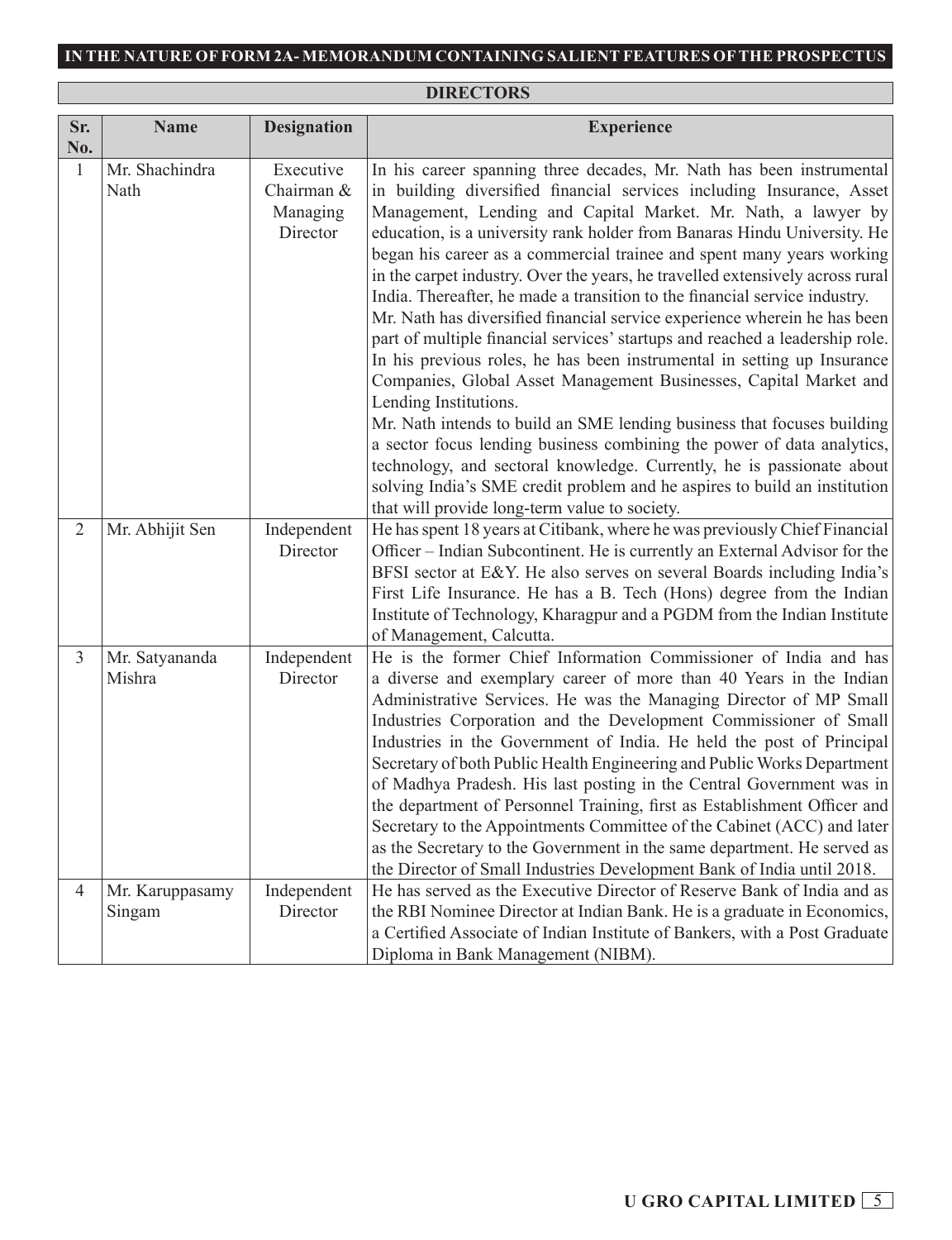## DIRECTORS

| Sr. No. | Name | Designation | Experience |
|---|---|---|---|
| 1 | Mr. Shachindra Nath | Executive Chairman & Managing Director | In his career spanning three decades, Mr. Nath has been instrumental in building diversified financial services including Insurance, Asset Management, Lending and Capital Market. Mr. Nath, a lawyer by education, is a university rank holder from Banaras Hindu University. He began his career as a commercial trainee and spent many years working in the carpet industry. Over the years, he travelled extensively across rural India. Thereafter, he made a transition to the financial service industry. Mr. Nath has diversified financial service experience wherein he has been part of multiple financial services' startups and reached a leadership role. In his previous roles, he has been instrumental in setting up Insurance Companies, Global Asset Management Businesses, Capital Market and Lending Institutions. Mr. Nath intends to build an SME lending business that focuses building a sector focus lending business combining the power of data analytics, technology, and sectoral knowledge. Currently, he is passionate about solving India's SME credit problem and he aspires to build an institution that will provide long-term value to society. |
| 2 | Mr. Abhijit Sen | Independent Director | He has spent 18 years at Citibank, where he was previously Chief Financial Officer – Indian Subcontinent. He is currently an External Advisor for the BFSI sector at E&Y. He also serves on several Boards including India's First Life Insurance. He has a B. Tech (Hons) degree from the Indian Institute of Technology, Kharagpur and a PGDM from the Indian Institute of Management, Calcutta. |
| 3 | Mr. Satyananda Mishra | Independent Director | He is the former Chief Information Commissioner of India and has a diverse and exemplary career of more than 40 Years in the Indian Administrative Services. He was the Managing Director of MP Small Industries Corporation and the Development Commissioner of Small Industries in the Government of India. He held the post of Principal Secretary of both Public Health Engineering and Public Works Department of Madhya Pradesh. His last posting in the Central Government was in the department of Personnel Training, first as Establishment Officer and Secretary to the Appointments Committee of the Cabinet (ACC) and later as the Secretary to the Government in the same department. He served as the Director of Small Industries Development Bank of India until 2018. |
| 4 | Mr. Karuppasamy Singam | Independent Director | He has served as the Executive Director of Reserve Bank of India and as the RBI Nominee Director at Indian Bank. He is a graduate in Economics, a Certified Associate of Indian Institute of Bankers, with a Post Graduate Diploma in Bank Management (NIBM). |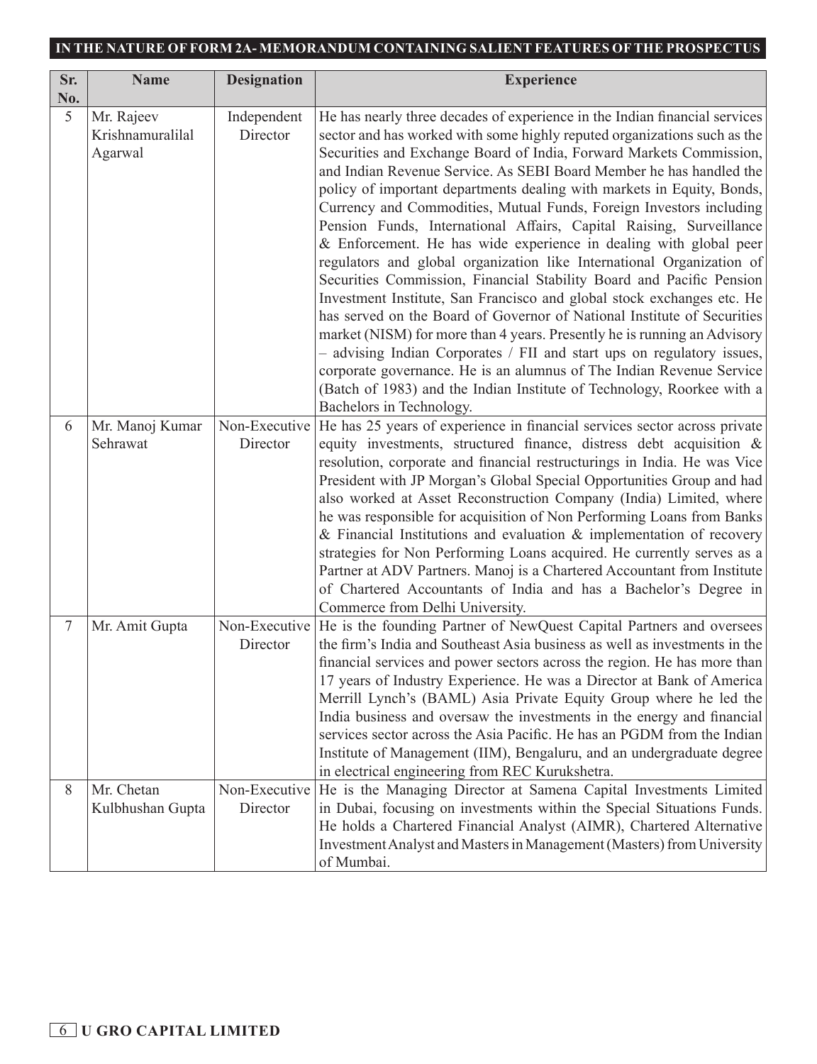| Sr. No. | Name | Designation | Experience |
|---|---|---|---|
| 5 | Mr. Rajeev Krishnamuralilal Agarwal | Independent Director | He has nearly three decades of experience in the Indian financial services sector and has worked with some highly reputed organizations such as the Securities and Exchange Board of India, Forward Markets Commission, and Indian Revenue Service. As SEBI Board Member he has handled the policy of important departments dealing with markets in Equity, Bonds, Currency and Commodities, Mutual Funds, Foreign Investors including Pension Funds, International Affairs, Capital Raising, Surveillance & Enforcement. He has wide experience in dealing with global peer regulators and global organization like International Organization of Securities Commission, Financial Stability Board and Pacific Pension Investment Institute, San Francisco and global stock exchanges etc. He has served on the Board of Governor of National Institute of Securities market (NISM) for more than 4 years. Presently he is running an Advisory – advising Indian Corporates / FII and start ups on regulatory issues, corporate governance. He is an alumnus of The Indian Revenue Service (Batch of 1983) and the Indian Institute of Technology, Roorkee with a Bachelors in Technology. |
| 6 | Mr. Manoj Kumar Sehrawat | Non-Executive Director | He has 25 years of experience in financial services sector across private equity investments, structured finance, distress debt acquisition & resolution, corporate and financial restructurings in India. He was Vice President with JP Morgan's Global Special Opportunities Group and had also worked at Asset Reconstruction Company (India) Limited, where he was responsible for acquisition of Non Performing Loans from Banks & Financial Institutions and evaluation & implementation of recovery strategies for Non Performing Loans acquired. He currently serves as a Partner at ADV Partners. Manoj is a Chartered Accountant from Institute of Chartered Accountants of India and has a Bachelor's Degree in Commerce from Delhi University. |
| 7 | Mr. Amit Gupta | Non-Executive Director | He is the founding Partner of NewQuest Capital Partners and oversees the firm's India and Southeast Asia business as well as investments in the financial services and power sectors across the region. He has more than 17 years of Industry Experience. He was a Director at Bank of America Merrill Lynch's (BAML) Asia Private Equity Group where he led the India business and oversaw the investments in the energy and financial services sector across the Asia Pacific. He has an PGDM from the Indian Institute of Management (IIM), Bengaluru, and an undergraduate degree in electrical engineering from REC Kurukshetra. |
| 8 | Mr. Chetan Kulbhushan Gupta | Non-Executive Director | He is the Managing Director at Samena Capital Investments Limited in Dubai, focusing on investments within the Special Situations Funds. He holds a Chartered Financial Analyst (AIMR), Chartered Alternative Investment Analyst and Masters in Management (Masters) from University of Mumbai. |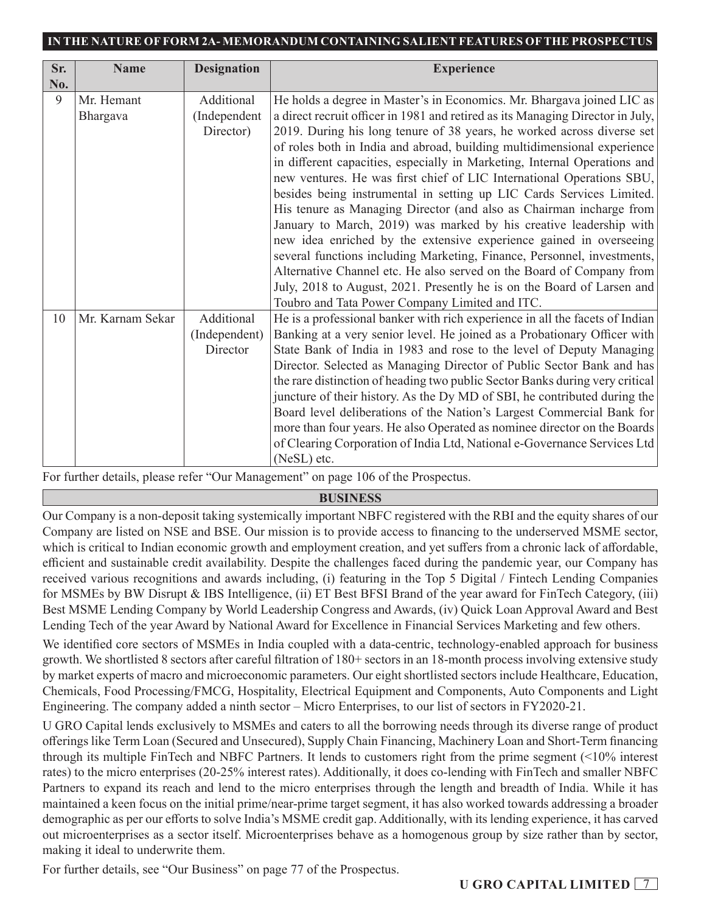IN THE NATURE OF FORM 2A- MEMORANDUM CONTAINING SALIENT FEATURES OF THE PROSPECTUS

| Sr. No. | Name | Designation | Experience |
|---|---|---|---|
| 9 | Mr. Hemant Bhargava | Additional (Independent Director) | He holds a degree in Master's in Economics. Mr. Bhargava joined LIC as a direct recruit officer in 1981 and retired as its Managing Director in July, 2019. During his long tenure of 38 years, he worked across diverse set of roles both in India and abroad, building multidimensional experience in different capacities, especially in Marketing, Internal Operations and new ventures. He was first chief of LIC International Operations SBU, besides being instrumental in setting up LIC Cards Services Limited. His tenure as Managing Director (and also as Chairman incharge from January to March, 2019) was marked by his creative leadership with new idea enriched by the extensive experience gained in overseeing several functions including Marketing, Finance, Personnel, investments, Alternative Channel etc. He also served on the Board of Company from July, 2018 to August, 2021. Presently he is on the Board of Larsen and Toubro and Tata Power Company Limited and ITC. |
| 10 | Mr. Karnam Sekar | Additional (Independent) Director | He is a professional banker with rich experience in all the facets of Indian Banking at a very senior level. He joined as a Probationary Officer with State Bank of India in 1983 and rose to the level of Deputy Managing Director. Selected as Managing Director of Public Sector Bank and has the rare distinction of heading two public Sector Banks during very critical juncture of their history. As the Dy MD of SBI, he contributed during the Board level deliberations of the Nation's Largest Commercial Bank for more than four years. He also Operated as nominee director on the Boards of Clearing Corporation of India Ltd, National e-Governance Services Ltd (NeSL) etc. |

For further details, please refer "Our Management" on page 106 of the Prospectus.

## BUSINESS

Our Company is a non-deposit taking systemically important NBFC registered with the RBI and the equity shares of our Company are listed on NSE and BSE. Our mission is to provide access to financing to the underserved MSME sector, which is critical to Indian economic growth and employment creation, and yet suffers from a chronic lack of affordable, efficient and sustainable credit availability. Despite the challenges faced during the pandemic year, our Company has received various recognitions and awards including, (i) featuring in the Top 5 Digital / Fintech Lending Companies for MSMEs by BW Disrupt & IBS Intelligence, (ii) ET Best BFSI Brand of the year award for FinTech Category, (iii) Best MSME Lending Company by World Leadership Congress and Awards, (iv) Quick Loan Approval Award and Best Lending Tech of the year Award by National Award for Excellence in Financial Services Marketing and few others.

We identified core sectors of MSMEs in India coupled with a data-centric, technology-enabled approach for business growth. We shortlisted 8 sectors after careful filtration of 180+ sectors in an 18-month process involving extensive study by market experts of macro and microeconomic parameters. Our eight shortlisted sectors include Healthcare, Education, Chemicals, Food Processing/FMCG, Hospitality, Electrical Equipment and Components, Auto Components and Light Engineering. The company added a ninth sector – Micro Enterprises, to our list of sectors in FY2020-21.

U GRO Capital lends exclusively to MSMEs and caters to all the borrowing needs through its diverse range of product offerings like Term Loan (Secured and Unsecured), Supply Chain Financing, Machinery Loan and Short-Term financing through its multiple FinTech and NBFC Partners. It lends to customers right from the prime segment (<10% interest rates) to the micro enterprises (20-25% interest rates). Additionally, it does co-lending with FinTech and smaller NBFC Partners to expand its reach and lend to the micro enterprises through the length and breadth of India. While it has maintained a keen focus on the initial prime/near-prime target segment, it has also worked towards addressing a broader demographic as per our efforts to solve India's MSME credit gap. Additionally, with its lending experience, it has carved out microenterprises as a sector itself. Microenterprises behave as a homogenous group by size rather than by sector, making it ideal to underwrite them.

For further details, see "Our Business" on page 77 of the Prospectus.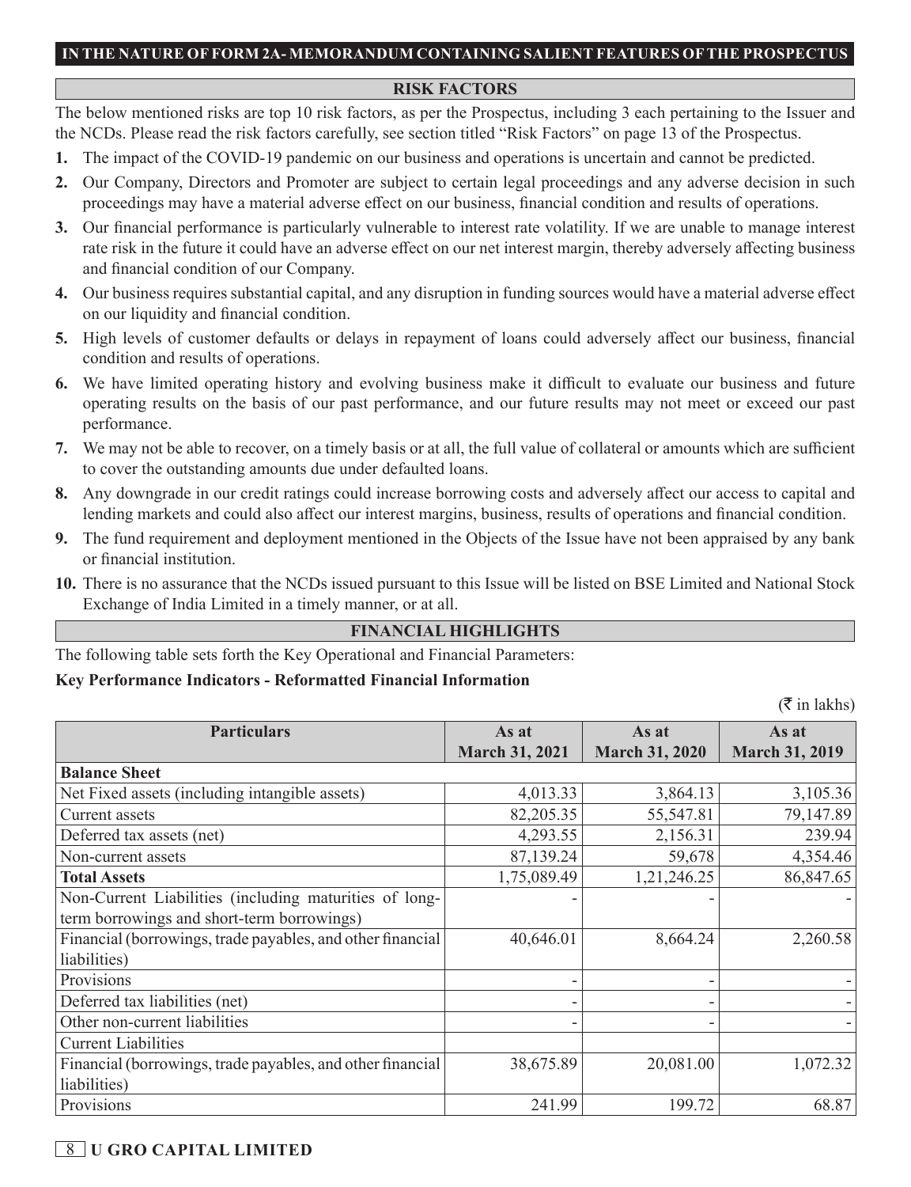**IN THE NATURE OF FORM 2A- MEMORANDUM CONTAINING SALIENT FEATURES OF THE PROSPECTUS**

## RISK FACTORS

The below mentioned risks are top 10 risk factors, as per the Prospectus, including 3 each pertaining to the Issuer and the NCDs. Please read the risk factors carefully, see section titled "Risk Factors" on page 13 of the Prospectus.

1. The impact of the COVID-19 pandemic on our business and operations is uncertain and cannot be predicted.
2. Our Company, Directors and Promoter are subject to certain legal proceedings and any adverse decision in such proceedings may have a material adverse effect on our business, financial condition and results of operations.
3. Our financial performance is particularly vulnerable to interest rate volatility. If we are unable to manage interest rate risk in the future it could have an adverse effect on our net interest margin, thereby adversely affecting business and financial condition of our Company.
4. Our business requires substantial capital, and any disruption in funding sources would have a material adverse effect on our liquidity and financial condition.
5. High levels of customer defaults or delays in repayment of loans could adversely affect our business, financial condition and results of operations.
6. We have limited operating history and evolving business make it difficult to evaluate our business and future operating results on the basis of our past performance, and our future results may not meet or exceed our past performance.
7. We may not be able to recover, on a timely basis or at all, the full value of collateral or amounts which are sufficient to cover the outstanding amounts due under defaulted loans.
8. Any downgrade in our credit ratings could increase borrowing costs and adversely affect our access to capital and lending markets and could also affect our interest margins, business, results of operations and financial condition.
9. The fund requirement and deployment mentioned in the Objects of the Issue have not been appraised by any bank or financial institution.
10. There is no assurance that the NCDs issued pursuant to this Issue will be listed on BSE Limited and National Stock Exchange of India Limited in a timely manner, or at all.

## FINANCIAL HIGHLIGHTS

The following table sets forth the Key Operational and Financial Parameters:

**Key Performance Indicators - Reformatted Financial Information**

(₹ in lakhs)

| Particulars | As at March 31, 2021 | As at March 31, 2020 | As at March 31, 2019 |
|---|---|---|---|
| **Balance Sheet** | | | |
| Net Fixed assets (including intangible assets) | 4,013.33 | 3,864.13 | 3,105.36 |
| Current assets | 82,205.35 | 55,547.81 | 79,147.89 |
| Deferred tax assets (net) | 4,293.55 | 2,156.31 | 239.94 |
| Non-current assets | 87,139.24 | 59,678 | 4,354.46 |
| **Total Assets** | 1,75,089.49 | 1,21,246.25 | 86,847.65 |
| Non-Current Liabilities (including maturities of long-term borrowings and short-term borrowings) | - | - | - |
| Financial (borrowings, trade payables, and other financial liabilities) | 40,646.01 | 8,664.24 | 2,260.58 |
| Provisions | - | - | - |
| Deferred tax liabilities (net) | - | - | - |
| Other non-current liabilities | - | - | - |
| Current Liabilities | | | |
| Financial (borrowings, trade payables, and other financial liabilities) | 38,675.89 | 20,081.00 | 1,072.32 |
| Provisions | 241.99 | 199.72 | 68.87 |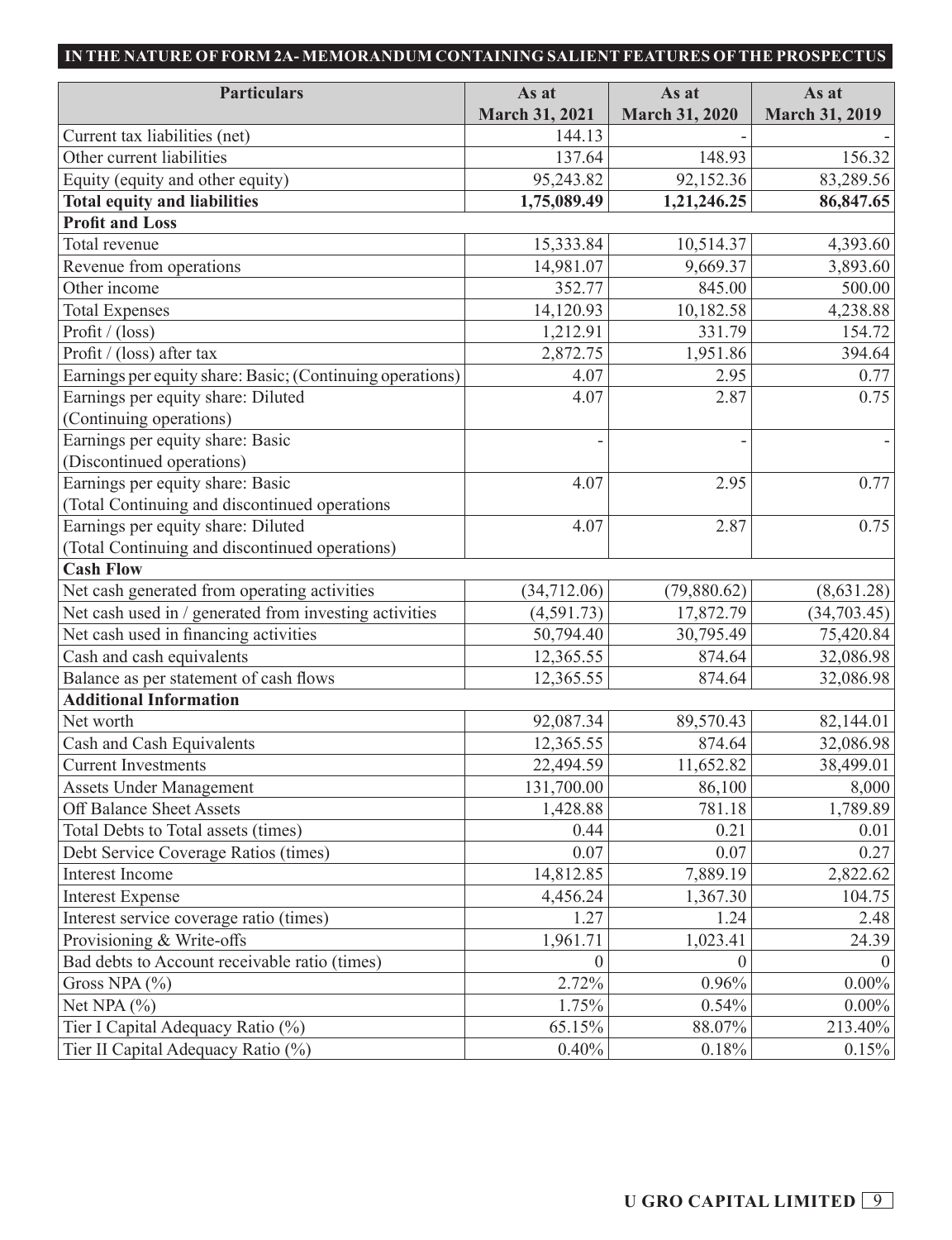**IN THE NATURE OF FORM 2A- MEMORANDUM CONTAINING SALIENT FEATURES OF THE PROSPECTUS**

| Particulars | As at March 31, 2021 | As at March 31, 2020 | As at March 31, 2019 |
|---|---|---|---|
| Current tax liabilities (net) | 144.13 | - | - |
| Other current liabilities | 137.64 | 148.93 | 156.32 |
| Equity (equity and other equity) | 95,243.82 | 92,152.36 | 83,289.56 |
| **Total equity and liabilities** | **1,75,089.49** | **1,21,246.25** | **86,847.65** |
| **Profit and Loss** | | | |
| Total revenue | 15,333.84 | 10,514.37 | 4,393.60 |
| Revenue from operations | 14,981.07 | 9,669.37 | 3,893.60 |
| Other income | 352.77 | 845.00 | 500.00 |
| Total Expenses | 14,120.93 | 10,182.58 | 4,238.88 |
| Profit / (loss) | 1,212.91 | 331.79 | 154.72 |
| Profit / (loss) after tax | 2,872.75 | 1,951.86 | 394.64 |
| Earnings per equity share: Basic; (Continuing operations) | 4.07 | 2.95 | 0.77 |
| Earnings per equity share: Diluted (Continuing operations) | 4.07 | 2.87 | 0.75 |
| Earnings per equity share: Basic (Discontinued operations) | - | - | - |
| Earnings per equity share: Basic (Total Continuing and discontinued operations | 4.07 | 2.95 | 0.77 |
| Earnings per equity share: Diluted (Total Continuing and discontinued operations) | 4.07 | 2.87 | 0.75 |
| **Cash Flow** | | | |
| Net cash generated from operating activities | (34,712.06) | (79,880.62) | (8,631.28) |
| Net cash used in / generated from investing activities | (4,591.73) | 17,872.79 | (34,703.45) |
| Net cash used in financing activities | 50,794.40 | 30,795.49 | 75,420.84 |
| Cash and cash equivalents | 12,365.55 | 874.64 | 32,086.98 |
| Balance as per statement of cash flows | 12,365.55 | 874.64 | 32,086.98 |
| **Additional Information** | | | |
| Net worth | 92,087.34 | 89,570.43 | 82,144.01 |
| Cash and Cash Equivalents | 12,365.55 | 874.64 | 32,086.98 |
| Current Investments | 22,494.59 | 11,652.82 | 38,499.01 |
| Assets Under Management | 131,700.00 | 86,100 | 8,000 |
| Off Balance Sheet Assets | 1,428.88 | 781.18 | 1,789.89 |
| Total Debts to Total assets (times) | 0.44 | 0.21 | 0.01 |
| Debt Service Coverage Ratios (times) | 0.07 | 0.07 | 0.27 |
| Interest Income | 14,812.85 | 7,889.19 | 2,822.62 |
| Interest Expense | 4,456.24 | 1,367.30 | 104.75 |
| Interest service coverage ratio (times) | 1.27 | 1.24 | 2.48 |
| Provisioning & Write-offs | 1,961.71 | 1,023.41 | 24.39 |
| Bad debts to Account receivable ratio (times) | 0 | 0 | 0 |
| Gross NPA (%) | 2.72% | 0.96% | 0.00% |
| Net NPA (%) | 1.75% | 0.54% | 0.00% |
| Tier I Capital Adequacy Ratio (%) | 65.15% | 88.07% | 213.40% |
| Tier II Capital Adequacy Ratio (%) | 0.40% | 0.18% | 0.15% |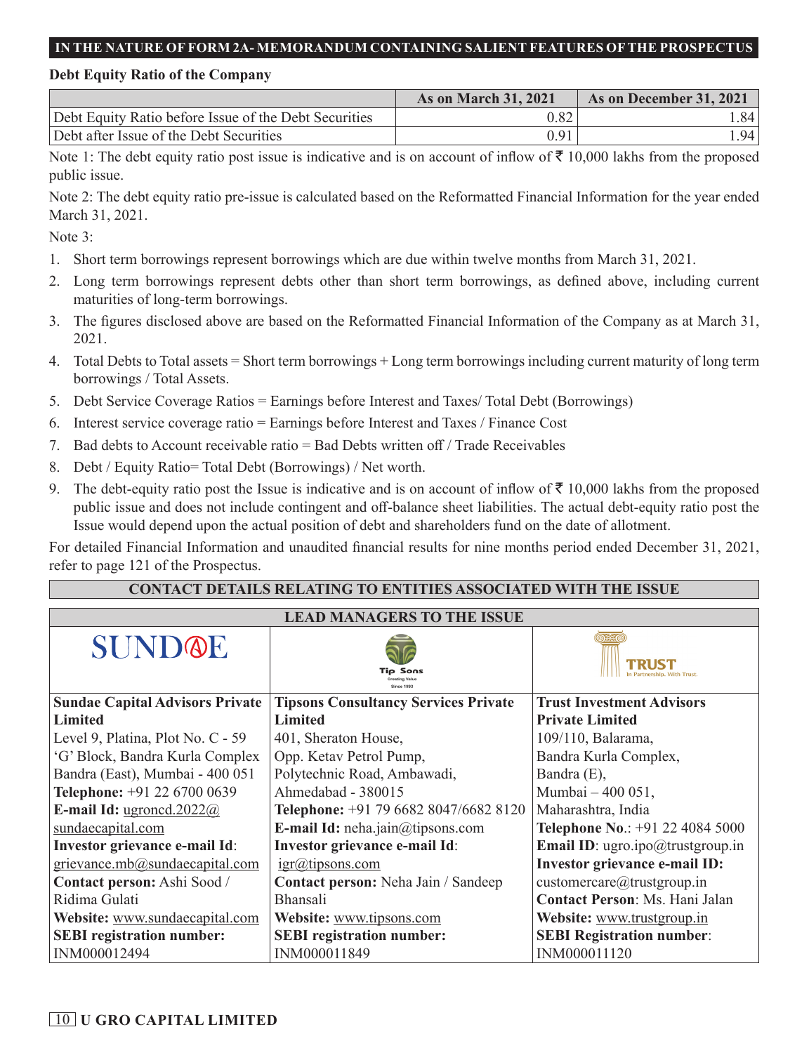IN THE NATURE OF FORM 2A- MEMORANDUM CONTAINING SALIENT FEATURES OF THE PROSPECTUS

**Debt Equity Ratio of the Company**

| | As on March 31, 2021 | As on December 31, 2021 |
|---|---|---|
| Debt Equity Ratio before Issue of the Debt Securities | 0.82 | 1.84 |
| Debt after Issue of the Debt Securities | 0.91 | 1.94 |

Note 1: The debt equity ratio post issue is indicative and is on account of inflow of ₹ 10,000 lakhs from the proposed public issue.

Note 2: The debt equity ratio pre-issue is calculated based on the Reformatted Financial Information for the year ended March 31, 2021.

Note 3:

1. Short term borrowings represent borrowings which are due within twelve months from March 31, 2021.
2. Long term borrowings represent debts other than short term borrowings, as defined above, including current maturities of long-term borrowings.
3. The figures disclosed above are based on the Reformatted Financial Information of the Company as at March 31, 2021.
4. Total Debts to Total assets = Short term borrowings + Long term borrowings including current maturity of long term borrowings / Total Assets.
5. Debt Service Coverage Ratios = Earnings before Interest and Taxes/ Total Debt (Borrowings)
6. Interest service coverage ratio = Earnings before Interest and Taxes / Finance Cost
7. Bad debts to Account receivable ratio = Bad Debts written off / Trade Receivables
8. Debt / Equity Ratio= Total Debt (Borrowings) / Net worth.
9. The debt-equity ratio post the Issue is indicative and is on account of inflow of ₹ 10,000 lakhs from the proposed public issue and does not include contingent and off-balance sheet liabilities. The actual debt-equity ratio post the Issue would depend upon the actual position of debt and shareholders fund on the date of allotment.

For detailed Financial Information and unaudited financial results for nine months period ended December 31, 2021, refer to page 121 of the Prospectus.

## CONTACT DETAILS RELATING TO ENTITIES ASSOCIATED WITH THE ISSUE

### LEAD MANAGERS TO THE ISSUE

| SUNDAE | Tip Sons | TRUST |
|---|---|---|
| **Sundae Capital Advisors Private Limited**<br>Level 9, Platina, Plot No. C - 59<br>'G' Block, Bandra Kurla Complex<br>Bandra (East), Mumbai - 400 051<br>**Telephone:** +91 22 6700 0639<br>**E-mail Id:** ugroncd.2022@sundaecapital.com<br>**Investor grievance e-mail Id**: grievance.mb@sundaecapital.com<br>**Contact person:** Ashi Sood / Ridima Gulati<br>**Website:** www.sundaecapital.com<br>**SEBI registration number:** INM000012494 | **Tipsons Consultancy Services Private Limited**<br>401, Sheraton House,<br>Opp. Ketav Petrol Pump,<br>Polytechnic Road, Ambawadi,<br>Ahmedabad - 380015<br>**Telephone:** +91 79 6682 8047/6682 8120<br>**E-mail Id:** neha.jain@tipsons.com<br>**Investor grievance e-mail Id**: igr@tipsons.com<br>**Contact person:** Neha Jain / Sandeep Bhansali<br>**Website:** www.tipsons.com<br>**SEBI registration number:** INM000011849 | **Trust Investment Advisors Private Limited**<br>109/110, Balarama,<br>Bandra Kurla Complex,<br>Bandra (E),<br>Mumbai – 400 051,<br>Maharashtra, India<br>**Telephone No.**: +91 22 4084 5000<br>**Email ID**: ugro.ipo@trustgroup.in<br>**Investor grievance e-mail ID:** customercare@trustgroup.in<br>**Contact Person**: Ms. Hani Jalan<br>**Website:** www.trustgroup.in<br>**SEBI Registration number**: INM000011120 |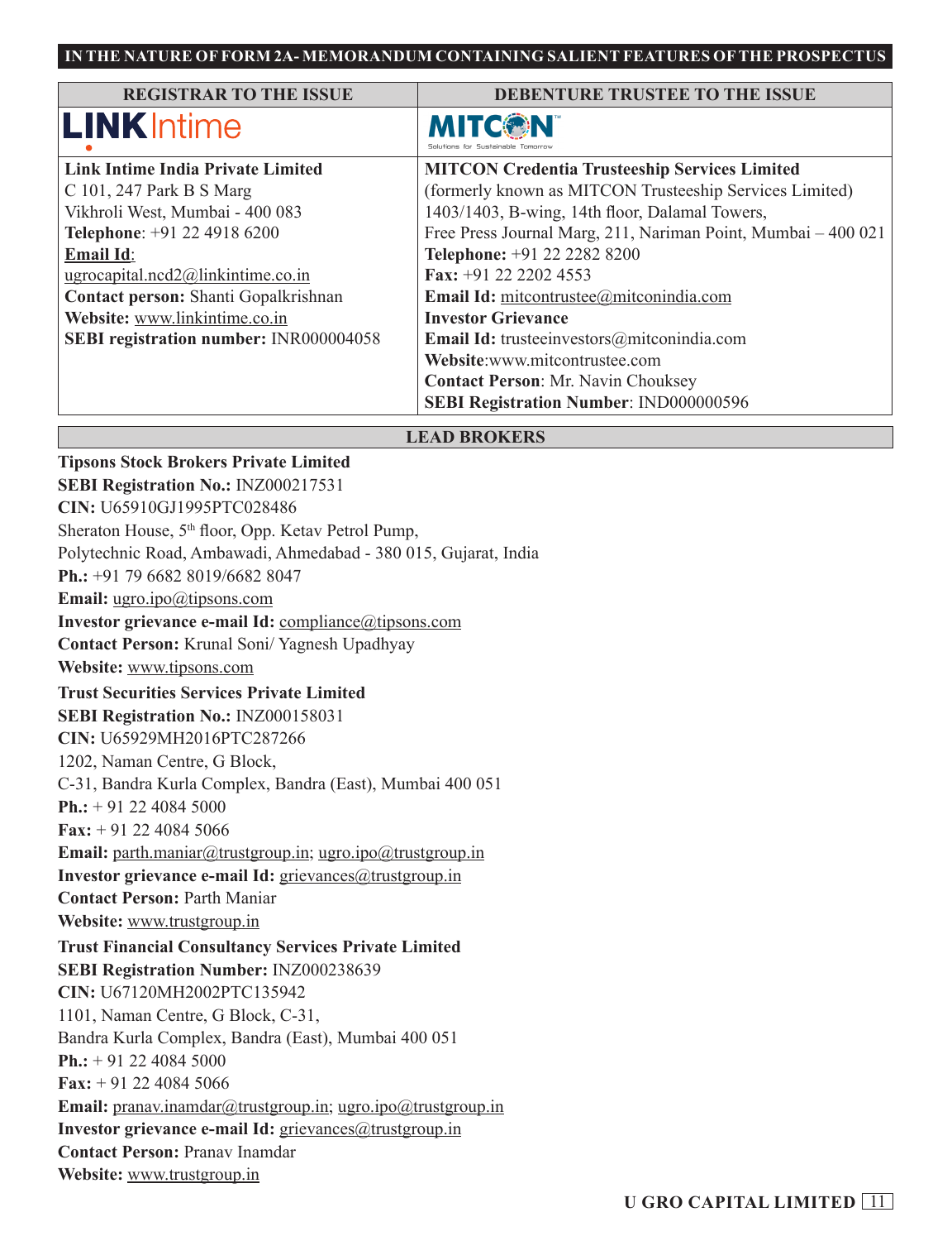**IN THE NATURE OF FORM 2A- MEMORANDUM CONTAINING SALIENT FEATURES OF THE PROSPECTUS**

| REGISTRAR TO THE ISSUE | DEBENTURE TRUSTEE TO THE ISSUE |
|---|---|
| LINKIntime | MITCON Solutions for Sustainable Tomorrow |
| **Link Intime India Private Limited**<br>C 101, 247 Park B S Marg<br>Vikhroli West, Mumbai - 400 083<br>**Telephone**: +91 22 4918 6200<br>**Email Id**:<br>ugrocapital.ncd2@linkintime.co.in<br>**Contact person:** Shanti Gopalkrishnan<br>**Website:** www.linkintime.co.in<br>**SEBI registration number:** INR000004058 | **MITCON Credentia Trusteeship Services Limited**<br>(formerly known as MITCON Trusteeship Services Limited)<br>1403/1403, B-wing, 14th floor, Dalamal Towers,<br>Free Press Journal Marg, 211, Nariman Point, Mumbai – 400 021<br>**Telephone:** +91 22 2282 8200<br>**Fax:** +91 22 2202 4553<br>**Email Id:** mitcontrustee@mitconindia.com<br>**Investor Grievance**<br>**Email Id:** trusteeinvestors@mitconindia.com<br>**Website**:www.mitcontrustee.com<br>**Contact Person**: Mr. Navin Chouksey<br>**SEBI Registration Number**: IND000000596 |

## LEAD BROKERS

**Tipsons Stock Brokers Private Limited**
**SEBI Registration No.:** INZ000217531
**CIN:** U65910GJ1995PTC028486
Sheraton House, 5th floor, Opp. Ketav Petrol Pump,
Polytechnic Road, Ambawadi, Ahmedabad - 380 015, Gujarat, India
**Ph.:** +91 79 6682 8019/6682 8047
**Email:** ugro.ipo@tipsons.com
**Investor grievance e-mail Id:** compliance@tipsons.com
**Contact Person:** Krunal Soni/ Yagnesh Upadhyay
**Website:** www.tipsons.com

**Trust Securities Services Private Limited**
**SEBI Registration No.:** INZ000158031
**CIN:** U65929MH2016PTC287266
1202, Naman Centre, G Block,
C-31, Bandra Kurla Complex, Bandra (East), Mumbai 400 051
**Ph.:** + 91 22 4084 5000
**Fax:** + 91 22 4084 5066
**Email:** parth.maniar@trustgroup.in; ugro.ipo@trustgroup.in
**Investor grievance e-mail Id:** grievances@trustgroup.in
**Contact Person:** Parth Maniar
**Website:** www.trustgroup.in

**Trust Financial Consultancy Services Private Limited**
**SEBI Registration Number:** INZ000238639
**CIN:** U67120MH2002PTC135942
1101, Naman Centre, G Block, C-31,
Bandra Kurla Complex, Bandra (East), Mumbai 400 051
**Ph.:** + 91 22 4084 5000
**Fax:** + 91 22 4084 5066
**Email:** pranav.inamdar@trustgroup.in; ugro.ipo@trustgroup.in
**Investor grievance e-mail Id:** grievances@trustgroup.in
**Contact Person:** Pranav Inamdar
**Website:** www.trustgroup.in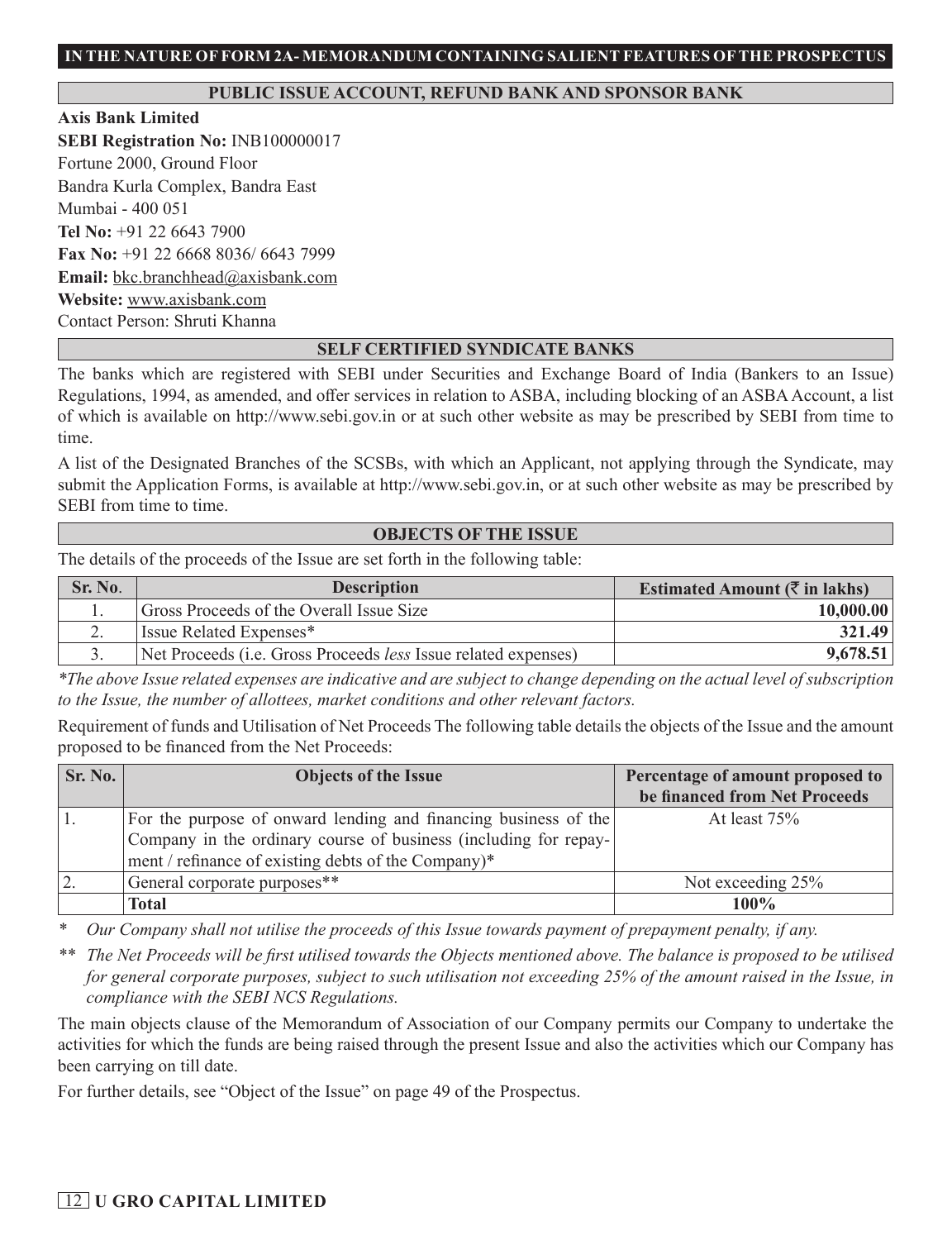## IN THE NATURE OF FORM 2A- MEMORANDUM CONTAINING SALIENT FEATURES OF THE PROSPECTUS

### PUBLIC ISSUE ACCOUNT, REFUND BANK AND SPONSOR BANK

**Axis Bank Limited**
**SEBI Registration No:** INB100000017
Fortune 2000, Ground Floor
Bandra Kurla Complex, Bandra East
Mumbai - 400 051
**Tel No:** +91 22 6643 7900
**Fax No:** +91 22 6668 8036/ 6643 7999
**Email:** bkc.branchhead@axisbank.com
**Website:** www.axisbank.com
Contact Person: Shruti Khanna

### SELF CERTIFIED SYNDICATE BANKS

The banks which are registered with SEBI under Securities and Exchange Board of India (Bankers to an Issue) Regulations, 1994, as amended, and offer services in relation to ASBA, including blocking of an ASBA Account, a list of which is available on http://www.sebi.gov.in or at such other website as may be prescribed by SEBI from time to time.

A list of the Designated Branches of the SCSBs, with which an Applicant, not applying through the Syndicate, may submit the Application Forms, is available at http://www.sebi.gov.in, or at such other website as may be prescribed by SEBI from time to time.

### OBJECTS OF THE ISSUE

The details of the proceeds of the Issue are set forth in the following table:

| Sr. No. | Description | Estimated Amount (₹ in lakhs) |
|---|---|---|
| 1. | Gross Proceeds of the Overall Issue Size | **10,000.00** |
| 2. | Issue Related Expenses* | **321.49** |
| 3. | Net Proceeds (i.e. Gross Proceeds *less* Issue related expenses) | **9,678.51** |

*\*The above Issue related expenses are indicative and are subject to change depending on the actual level of subscription to the Issue, the number of allottees, market conditions and other relevant factors.*

Requirement of funds and Utilisation of Net Proceeds The following table details the objects of the Issue and the amount proposed to be financed from the Net Proceeds:

| Sr. No. | Objects of the Issue | Percentage of amount proposed to be financed from Net Proceeds |
|---|---|---|
| 1. | For the purpose of onward lending and financing business of the Company in the ordinary course of business (including for repayment / refinance of existing debts of the Company)* | At least 75% |
| 2. | General corporate purposes** | Not exceeding 25% |
| | **Total** | **100%** |

\* *Our Company shall not utilise the proceeds of this Issue towards payment of prepayment penalty, if any.*

\*\* *The Net Proceeds will be first utilised towards the Objects mentioned above. The balance is proposed to be utilised for general corporate purposes, subject to such utilisation not exceeding 25% of the amount raised in the Issue, in compliance with the SEBI NCS Regulations.*

The main objects clause of the Memorandum of Association of our Company permits our Company to undertake the activities for which the funds are being raised through the present Issue and also the activities which our Company has been carrying on till date.

For further details, see "Object of the Issue" on page 49 of the Prospectus.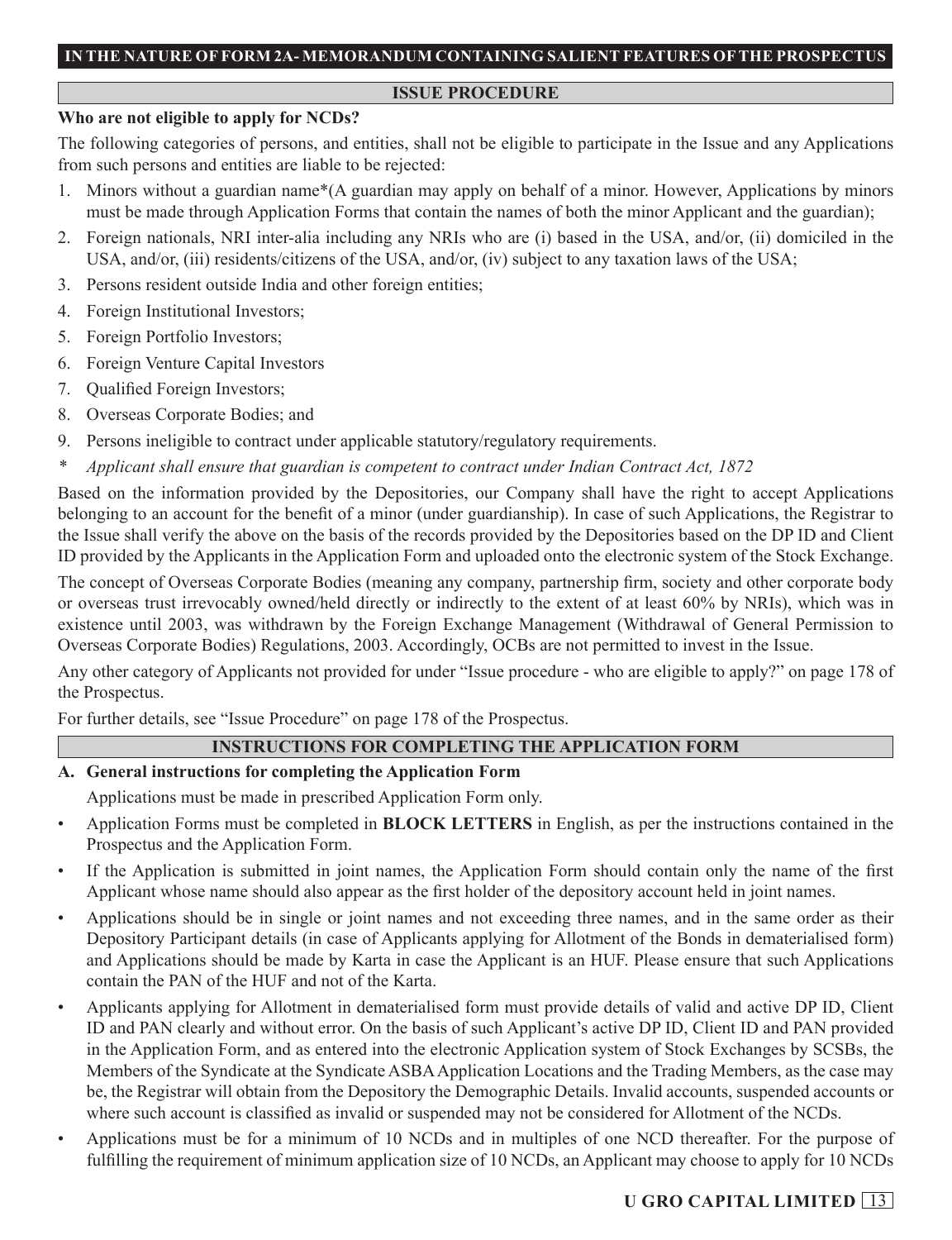## ISSUE PROCEDURE

**Who are not eligible to apply for NCDs?**

The following categories of persons, and entities, shall not be eligible to participate in the Issue and any Applications from such persons and entities are liable to be rejected:

1. Minors without a guardian name*(A guardian may apply on behalf of a minor. However, Applications by minors must be made through Application Forms that contain the names of both the minor Applicant and the guardian);
2. Foreign nationals, NRI inter-alia including any NRIs who are (i) based in the USA, and/or, (ii) domiciled in the USA, and/or, (iii) residents/citizens of the USA, and/or, (iv) subject to any taxation laws of the USA;
3. Persons resident outside India and other foreign entities;
4. Foreign Institutional Investors;
5. Foreign Portfolio Investors;
6. Foreign Venture Capital Investors
7. Qualified Foreign Investors;
8. Overseas Corporate Bodies; and
9. Persons ineligible to contract under applicable statutory/regulatory requirements.

*\* Applicant shall ensure that guardian is competent to contract under Indian Contract Act, 1872*

Based on the information provided by the Depositories, our Company shall have the right to accept Applications belonging to an account for the benefit of a minor (under guardianship). In case of such Applications, the Registrar to the Issue shall verify the above on the basis of the records provided by the Depositories based on the DP ID and Client ID provided by the Applicants in the Application Form and uploaded onto the electronic system of the Stock Exchange.

The concept of Overseas Corporate Bodies (meaning any company, partnership firm, society and other corporate body or overseas trust irrevocably owned/held directly or indirectly to the extent of at least 60% by NRIs), which was in existence until 2003, was withdrawn by the Foreign Exchange Management (Withdrawal of General Permission to Overseas Corporate Bodies) Regulations, 2003. Accordingly, OCBs are not permitted to invest in the Issue.

Any other category of Applicants not provided for under "Issue procedure - who are eligible to apply?" on page 178 of the Prospectus.

For further details, see "Issue Procedure" on page 178 of the Prospectus.

## INSTRUCTIONS FOR COMPLETING THE APPLICATION FORM

**A. General instructions for completing the Application Form**

Applications must be made in prescribed Application Form only.

- Application Forms must be completed in **BLOCK LETTERS** in English, as per the instructions contained in the Prospectus and the Application Form.
- If the Application is submitted in joint names, the Application Form should contain only the name of the first Applicant whose name should also appear as the first holder of the depository account held in joint names.
- Applications should be in single or joint names and not exceeding three names, and in the same order as their Depository Participant details (in case of Applicants applying for Allotment of the Bonds in dematerialised form) and Applications should be made by Karta in case the Applicant is an HUF. Please ensure that such Applications contain the PAN of the HUF and not of the Karta.
- Applicants applying for Allotment in dematerialised form must provide details of valid and active DP ID, Client ID and PAN clearly and without error. On the basis of such Applicant's active DP ID, Client ID and PAN provided in the Application Form, and as entered into the electronic Application system of Stock Exchanges by SCSBs, the Members of the Syndicate at the Syndicate ASBA Application Locations and the Trading Members, as the case may be, the Registrar will obtain from the Depository the Demographic Details. Invalid accounts, suspended accounts or where such account is classified as invalid or suspended may not be considered for Allotment of the NCDs.
- Applications must be for a minimum of 10 NCDs and in multiples of one NCD thereafter. For the purpose of fulfilling the requirement of minimum application size of 10 NCDs, an Applicant may choose to apply for 10 NCDs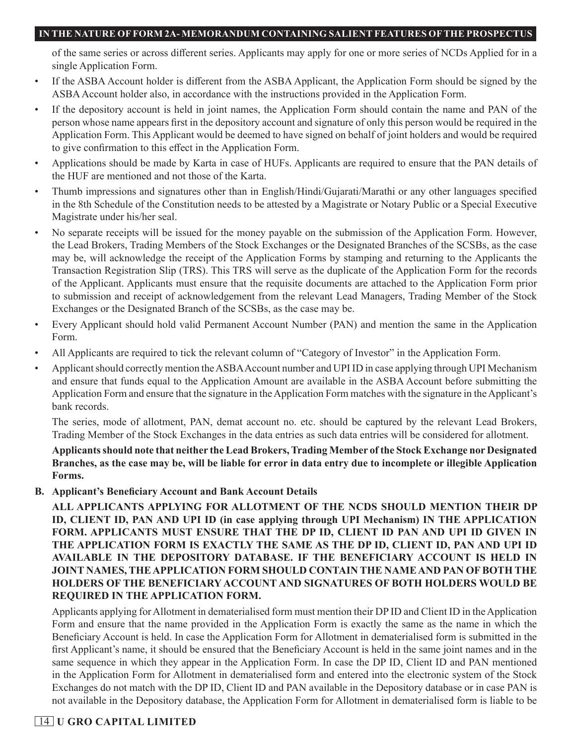of the same series or across different series. Applicants may apply for one or more series of NCDs Applied for in a single Application Form.

- If the ASBA Account holder is different from the ASBA Applicant, the Application Form should be signed by the ASBA Account holder also, in accordance with the instructions provided in the Application Form.
- If the depository account is held in joint names, the Application Form should contain the name and PAN of the person whose name appears first in the depository account and signature of only this person would be required in the Application Form. This Applicant would be deemed to have signed on behalf of joint holders and would be required to give confirmation to this effect in the Application Form.
- Applications should be made by Karta in case of HUFs. Applicants are required to ensure that the PAN details of the HUF are mentioned and not those of the Karta.
- Thumb impressions and signatures other than in English/Hindi/Gujarati/Marathi or any other languages specified in the 8th Schedule of the Constitution needs to be attested by a Magistrate or Notary Public or a Special Executive Magistrate under his/her seal.
- No separate receipts will be issued for the money payable on the submission of the Application Form. However, the Lead Brokers, Trading Members of the Stock Exchanges or the Designated Branches of the SCSBs, as the case may be, will acknowledge the receipt of the Application Forms by stamping and returning to the Applicants the Transaction Registration Slip (TRS). This TRS will serve as the duplicate of the Application Form for the records of the Applicant. Applicants must ensure that the requisite documents are attached to the Application Form prior to submission and receipt of acknowledgement from the relevant Lead Managers, Trading Member of the Stock Exchanges or the Designated Branch of the SCSBs, as the case may be.
- Every Applicant should hold valid Permanent Account Number (PAN) and mention the same in the Application Form.
- All Applicants are required to tick the relevant column of "Category of Investor" in the Application Form.
- Applicant should correctly mention the ASBA Account number and UPI ID in case applying through UPI Mechanism and ensure that funds equal to the Application Amount are available in the ASBA Account before submitting the Application Form and ensure that the signature in the Application Form matches with the signature in the Applicant's bank records.

  The series, mode of allotment, PAN, demat account no. etc. should be captured by the relevant Lead Brokers, Trading Member of the Stock Exchanges in the data entries as such data entries will be considered for allotment.

  **Applicants should note that neither the Lead Brokers, Trading Member of the Stock Exchange nor Designated Branches, as the case may be, will be liable for error in data entry due to incomplete or illegible Application Forms.**

**B. Applicant's Beneficiary Account and Bank Account Details**

**ALL APPLICANTS APPLYING FOR ALLOTMENT OF THE NCDS SHOULD MENTION THEIR DP ID, CLIENT ID, PAN AND UPI ID (in case applying through UPI Mechanism) IN THE APPLICATION FORM. APPLICANTS MUST ENSURE THAT THE DP ID, CLIENT ID PAN AND UPI ID GIVEN IN THE APPLICATION FORM IS EXACTLY THE SAME AS THE DP ID, CLIENT ID, PAN AND UPI ID AVAILABLE IN THE DEPOSITORY DATABASE. IF THE BENEFICIARY ACCOUNT IS HELD IN JOINT NAMES, THE APPLICATION FORM SHOULD CONTAIN THE NAME AND PAN OF BOTH THE HOLDERS OF THE BENEFICIARY ACCOUNT AND SIGNATURES OF BOTH HOLDERS WOULD BE REQUIRED IN THE APPLICATION FORM.**

Applicants applying for Allotment in dematerialised form must mention their DP ID and Client ID in the Application Form and ensure that the name provided in the Application Form is exactly the same as the name in which the Beneficiary Account is held. In case the Application Form for Allotment in dematerialised form is submitted in the first Applicant's name, it should be ensured that the Beneficiary Account is held in the same joint names and in the same sequence in which they appear in the Application Form. In case the DP ID, Client ID and PAN mentioned in the Application Form for Allotment in dematerialised form and entered into the electronic system of the Stock Exchanges do not match with the DP ID, Client ID and PAN available in the Depository database or in case PAN is not available in the Depository database, the Application Form for Allotment in dematerialised form is liable to be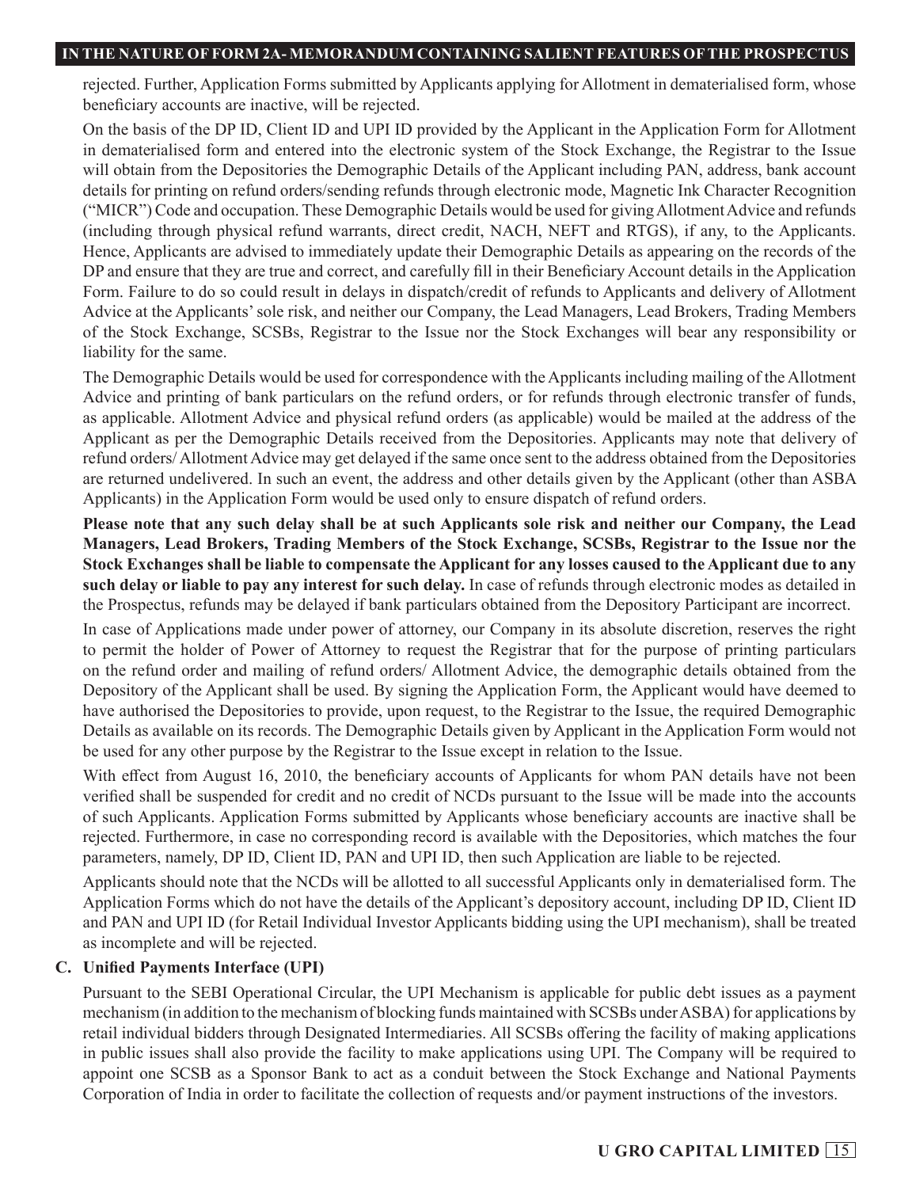rejected. Further, Application Forms submitted by Applicants applying for Allotment in dematerialised form, whose beneficiary accounts are inactive, will be rejected.

On the basis of the DP ID, Client ID and UPI ID provided by the Applicant in the Application Form for Allotment in dematerialised form and entered into the electronic system of the Stock Exchange, the Registrar to the Issue will obtain from the Depositories the Demographic Details of the Applicant including PAN, address, bank account details for printing on refund orders/sending refunds through electronic mode, Magnetic Ink Character Recognition ("MICR") Code and occupation. These Demographic Details would be used for giving Allotment Advice and refunds (including through physical refund warrants, direct credit, NACH, NEFT and RTGS), if any, to the Applicants. Hence, Applicants are advised to immediately update their Demographic Details as appearing on the records of the DP and ensure that they are true and correct, and carefully fill in their Beneficiary Account details in the Application Form. Failure to do so could result in delays in dispatch/credit of refunds to Applicants and delivery of Allotment Advice at the Applicants' sole risk, and neither our Company, the Lead Managers, Lead Brokers, Trading Members of the Stock Exchange, SCSBs, Registrar to the Issue nor the Stock Exchanges will bear any responsibility or liability for the same.

The Demographic Details would be used for correspondence with the Applicants including mailing of the Allotment Advice and printing of bank particulars on the refund orders, or for refunds through electronic transfer of funds, as applicable. Allotment Advice and physical refund orders (as applicable) would be mailed at the address of the Applicant as per the Demographic Details received from the Depositories. Applicants may note that delivery of refund orders/ Allotment Advice may get delayed if the same once sent to the address obtained from the Depositories are returned undelivered. In such an event, the address and other details given by the Applicant (other than ASBA Applicants) in the Application Form would be used only to ensure dispatch of refund orders.

**Please note that any such delay shall be at such Applicants sole risk and neither our Company, the Lead Managers, Lead Brokers, Trading Members of the Stock Exchange, SCSBs, Registrar to the Issue nor the Stock Exchanges shall be liable to compensate the Applicant for any losses caused to the Applicant due to any such delay or liable to pay any interest for such delay.** In case of refunds through electronic modes as detailed in the Prospectus, refunds may be delayed if bank particulars obtained from the Depository Participant are incorrect.

In case of Applications made under power of attorney, our Company in its absolute discretion, reserves the right to permit the holder of Power of Attorney to request the Registrar that for the purpose of printing particulars on the refund order and mailing of refund orders/ Allotment Advice, the demographic details obtained from the Depository of the Applicant shall be used. By signing the Application Form, the Applicant would have deemed to have authorised the Depositories to provide, upon request, to the Registrar to the Issue, the required Demographic Details as available on its records. The Demographic Details given by Applicant in the Application Form would not be used for any other purpose by the Registrar to the Issue except in relation to the Issue.

With effect from August 16, 2010, the beneficiary accounts of Applicants for whom PAN details have not been verified shall be suspended for credit and no credit of NCDs pursuant to the Issue will be made into the accounts of such Applicants. Application Forms submitted by Applicants whose beneficiary accounts are inactive shall be rejected. Furthermore, in case no corresponding record is available with the Depositories, which matches the four parameters, namely, DP ID, Client ID, PAN and UPI ID, then such Application are liable to be rejected.

Applicants should note that the NCDs will be allotted to all successful Applicants only in dematerialised form. The Application Forms which do not have the details of the Applicant's depository account, including DP ID, Client ID and PAN and UPI ID (for Retail Individual Investor Applicants bidding using the UPI mechanism), shall be treated as incomplete and will be rejected.

**C. Unified Payments Interface (UPI)**

Pursuant to the SEBI Operational Circular, the UPI Mechanism is applicable for public debt issues as a payment mechanism (in addition to the mechanism of blocking funds maintained with SCSBs under ASBA) for applications by retail individual bidders through Designated Intermediaries. All SCSBs offering the facility of making applications in public issues shall also provide the facility to make applications using UPI. The Company will be required to appoint one SCSB as a Sponsor Bank to act as a conduit between the Stock Exchange and National Payments Corporation of India in order to facilitate the collection of requests and/or payment instructions of the investors.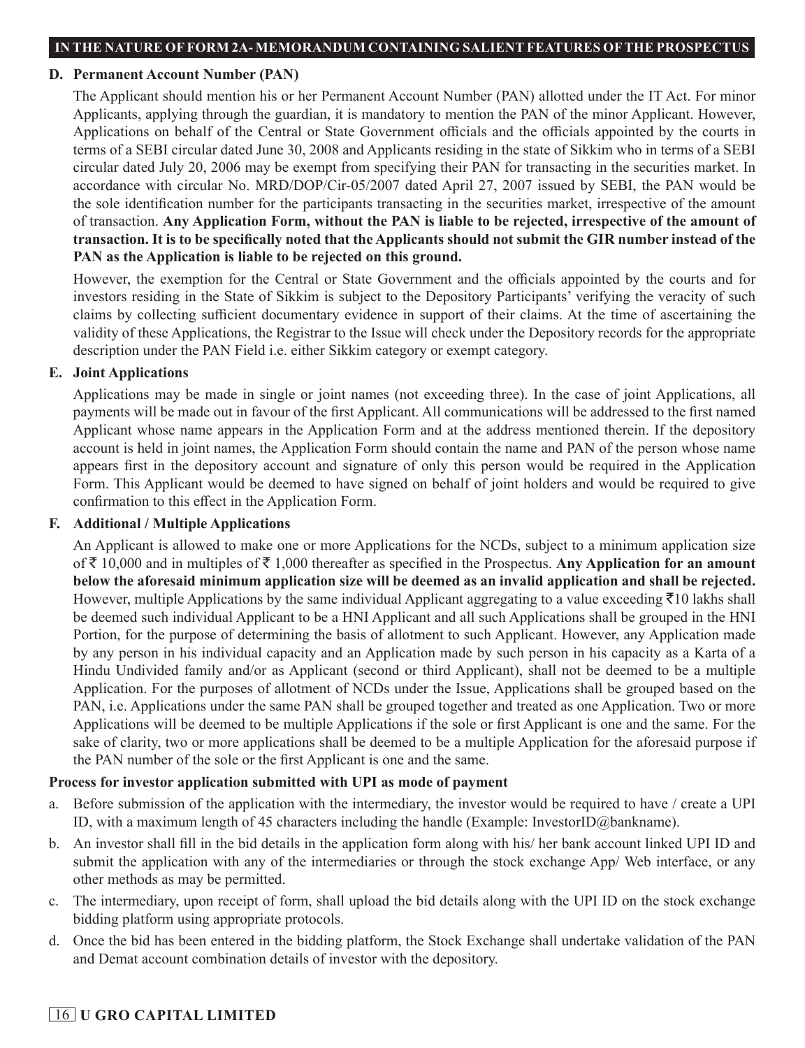#### D. Permanent Account Number (PAN)

The Applicant should mention his or her Permanent Account Number (PAN) allotted under the IT Act. For minor Applicants, applying through the guardian, it is mandatory to mention the PAN of the minor Applicant. However, Applications on behalf of the Central or State Government officials and the officials appointed by the courts in terms of a SEBI circular dated June 30, 2008 and Applicants residing in the state of Sikkim who in terms of a SEBI circular dated July 20, 2006 may be exempt from specifying their PAN for transacting in the securities market. In accordance with circular No. MRD/DOP/Cir-05/2007 dated April 27, 2007 issued by SEBI, the PAN would be the sole identification number for the participants transacting in the securities market, irrespective of the amount of transaction. **Any Application Form, without the PAN is liable to be rejected, irrespective of the amount of transaction. It is to be specifically noted that the Applicants should not submit the GIR number instead of the PAN as the Application is liable to be rejected on this ground.**

However, the exemption for the Central or State Government and the officials appointed by the courts and for investors residing in the State of Sikkim is subject to the Depository Participants' verifying the veracity of such claims by collecting sufficient documentary evidence in support of their claims. At the time of ascertaining the validity of these Applications, the Registrar to the Issue will check under the Depository records for the appropriate description under the PAN Field i.e. either Sikkim category or exempt category.

#### E. Joint Applications

Applications may be made in single or joint names (not exceeding three). In the case of joint Applications, all payments will be made out in favour of the first Applicant. All communications will be addressed to the first named Applicant whose name appears in the Application Form and at the address mentioned therein. If the depository account is held in joint names, the Application Form should contain the name and PAN of the person whose name appears first in the depository account and signature of only this person would be required in the Application Form. This Applicant would be deemed to have signed on behalf of joint holders and would be required to give confirmation to this effect in the Application Form.

#### F. Additional / Multiple Applications

An Applicant is allowed to make one or more Applications for the NCDs, subject to a minimum application size of ₹ 10,000 and in multiples of ₹ 1,000 thereafter as specified in the Prospectus. **Any Application for an amount below the aforesaid minimum application size will be deemed as an invalid application and shall be rejected.** However, multiple Applications by the same individual Applicant aggregating to a value exceeding ₹10 lakhs shall be deemed such individual Applicant to be a HNI Applicant and all such Applications shall be grouped in the HNI Portion, for the purpose of determining the basis of allotment to such Applicant. However, any Application made by any person in his individual capacity and an Application made by such person in his capacity as a Karta of a Hindu Undivided family and/or as Applicant (second or third Applicant), shall not be deemed to be a multiple Application. For the purposes of allotment of NCDs under the Issue, Applications shall be grouped based on the PAN, i.e. Applications under the same PAN shall be grouped together and treated as one Application. Two or more Applications will be deemed to be multiple Applications if the sole or first Applicant is one and the same. For the sake of clarity, two or more applications shall be deemed to be a multiple Application for the aforesaid purpose if the PAN number of the sole or the first Applicant is one and the same.

**Process for investor application submitted with UPI as mode of payment**

a. Before submission of the application with the intermediary, the investor would be required to have / create a UPI ID, with a maximum length of 45 characters including the handle (Example: InvestorID@bankname).

b. An investor shall fill in the bid details in the application form along with his/ her bank account linked UPI ID and submit the application with any of the intermediaries or through the stock exchange App/ Web interface, or any other methods as may be permitted.

c. The intermediary, upon receipt of form, shall upload the bid details along with the UPI ID on the stock exchange bidding platform using appropriate protocols.

d. Once the bid has been entered in the bidding platform, the Stock Exchange shall undertake validation of the PAN and Demat account combination details of investor with the depository.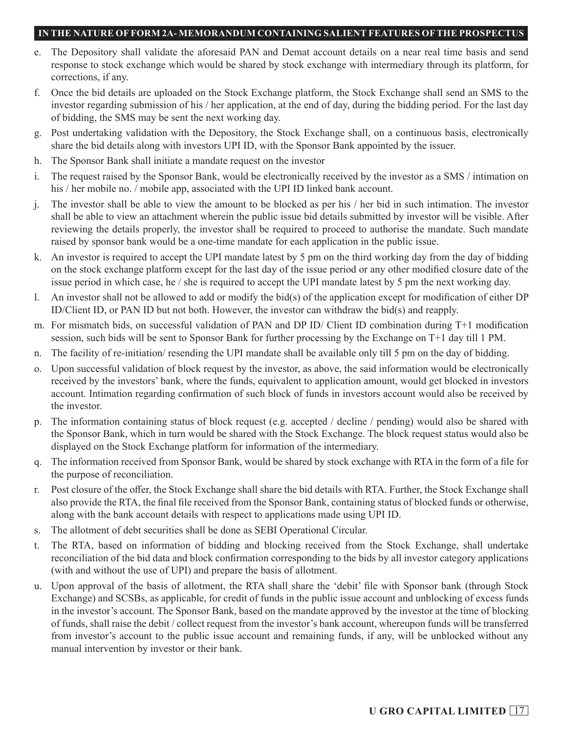e. The Depository shall validate the aforesaid PAN and Demat account details on a near real time basis and send response to stock exchange which would be shared by stock exchange with intermediary through its platform, for corrections, if any.

f. Once the bid details are uploaded on the Stock Exchange platform, the Stock Exchange shall send an SMS to the investor regarding submission of his / her application, at the end of day, during the bidding period. For the last day of bidding, the SMS may be sent the next working day.

g. Post undertaking validation with the Depository, the Stock Exchange shall, on a continuous basis, electronically share the bid details along with investors UPI ID, with the Sponsor Bank appointed by the issuer.

h. The Sponsor Bank shall initiate a mandate request on the investor

i. The request raised by the Sponsor Bank, would be electronically received by the investor as a SMS / intimation on his / her mobile no. / mobile app, associated with the UPI ID linked bank account.

j. The investor shall be able to view the amount to be blocked as per his / her bid in such intimation. The investor shall be able to view an attachment wherein the public issue bid details submitted by investor will be visible. After reviewing the details properly, the investor shall be required to proceed to authorise the mandate. Such mandate raised by sponsor bank would be a one-time mandate for each application in the public issue.

k. An investor is required to accept the UPI mandate latest by 5 pm on the third working day from the day of bidding on the stock exchange platform except for the last day of the issue period or any other modified closure date of the issue period in which case, he / she is required to accept the UPI mandate latest by 5 pm the next working day.

l. An investor shall not be allowed to add or modify the bid(s) of the application except for modification of either DP ID/Client ID, or PAN ID but not both. However, the investor can withdraw the bid(s) and reapply.

m. For mismatch bids, on successful validation of PAN and DP ID/ Client ID combination during T+1 modification session, such bids will be sent to Sponsor Bank for further processing by the Exchange on T+1 day till 1 PM.

n. The facility of re-initiation/ resending the UPI mandate shall be available only till 5 pm on the day of bidding.

o. Upon successful validation of block request by the investor, as above, the said information would be electronically received by the investors' bank, where the funds, equivalent to application amount, would get blocked in investors account. Intimation regarding confirmation of such block of funds in investors account would also be received by the investor.

p. The information containing status of block request (e.g. accepted / decline / pending) would also be shared with the Sponsor Bank, which in turn would be shared with the Stock Exchange. The block request status would also be displayed on the Stock Exchange platform for information of the intermediary.

q. The information received from Sponsor Bank, would be shared by stock exchange with RTA in the form of a file for the purpose of reconciliation.

r. Post closure of the offer, the Stock Exchange shall share the bid details with RTA. Further, the Stock Exchange shall also provide the RTA, the final file received from the Sponsor Bank, containing status of blocked funds or otherwise, along with the bank account details with respect to applications made using UPI ID.

s. The allotment of debt securities shall be done as SEBI Operational Circular.

t. The RTA, based on information of bidding and blocking received from the Stock Exchange, shall undertake reconciliation of the bid data and block confirmation corresponding to the bids by all investor category applications (with and without the use of UPI) and prepare the basis of allotment.

u. Upon approval of the basis of allotment, the RTA shall share the 'debit' file with Sponsor bank (through Stock Exchange) and SCSBs, as applicable, for credit of funds in the public issue account and unblocking of excess funds in the investor's account. The Sponsor Bank, based on the mandate approved by the investor at the time of blocking of funds, shall raise the debit / collect request from the investor's bank account, whereupon funds will be transferred from investor's account to the public issue account and remaining funds, if any, will be unblocked without any manual intervention by investor or their bank.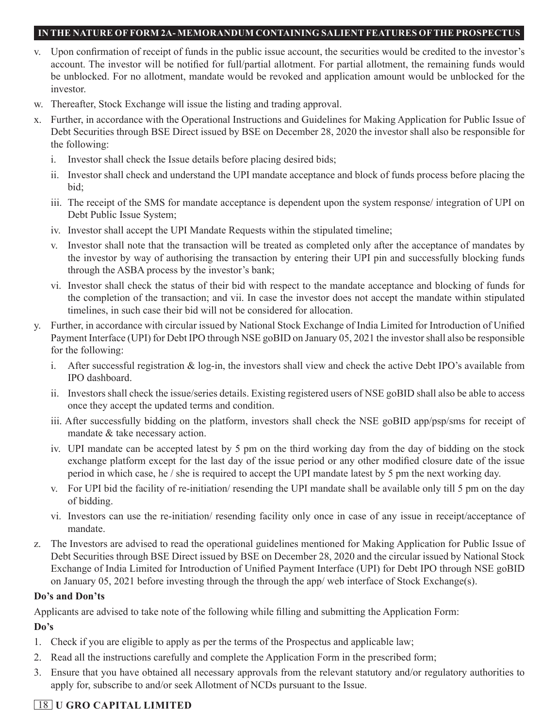v. Upon confirmation of receipt of funds in the public issue account, the securities would be credited to the investor's account. The investor will be notified for full/partial allotment. For partial allotment, the remaining funds would be unblocked. For no allotment, mandate would be revoked and application amount would be unblocked for the investor.

w. Thereafter, Stock Exchange will issue the listing and trading approval.

x. Further, in accordance with the Operational Instructions and Guidelines for Making Application for Public Issue of Debt Securities through BSE Direct issued by BSE on December 28, 2020 the investor shall also be responsible for the following:

   i. Investor shall check the Issue details before placing desired bids;

   ii. Investor shall check and understand the UPI mandate acceptance and block of funds process before placing the bid;

   iii. The receipt of the SMS for mandate acceptance is dependent upon the system response/ integration of UPI on Debt Public Issue System;

   iv. Investor shall accept the UPI Mandate Requests within the stipulated timeline;

   v. Investor shall note that the transaction will be treated as completed only after the acceptance of mandates by the investor by way of authorising the transaction by entering their UPI pin and successfully blocking funds through the ASBA process by the investor's bank;

   vi. Investor shall check the status of their bid with respect to the mandate acceptance and blocking of funds for the completion of the transaction; and vii. In case the investor does not accept the mandate within stipulated timelines, in such case their bid will not be considered for allocation.

y. Further, in accordance with circular issued by National Stock Exchange of India Limited for Introduction of Unified Payment Interface (UPI) for Debt IPO through NSE goBID on January 05, 2021 the investor shall also be responsible for the following:

   i. After successful registration & log-in, the investors shall view and check the active Debt IPO's available from IPO dashboard.

   ii. Investors shall check the issue/series details. Existing registered users of NSE goBID shall also be able to access once they accept the updated terms and condition.

   iii. After successfully bidding on the platform, investors shall check the NSE goBID app/psp/sms for receipt of mandate & take necessary action.

   iv. UPI mandate can be accepted latest by 5 pm on the third working day from the day of bidding on the stock exchange platform except for the last day of the issue period or any other modified closure date of the issue period in which case, he / she is required to accept the UPI mandate latest by 5 pm the next working day.

   v. For UPI bid the facility of re-initiation/ resending the UPI mandate shall be available only till 5 pm on the day of bidding.

   vi. Investors can use the re-initiation/ resending facility only once in case of any issue in receipt/acceptance of mandate.

z. The Investors are advised to read the operational guidelines mentioned for Making Application for Public Issue of Debt Securities through BSE Direct issued by BSE on December 28, 2020 and the circular issued by National Stock Exchange of India Limited for Introduction of Unified Payment Interface (UPI) for Debt IPO through NSE goBID on January 05, 2021 before investing through the through the app/ web interface of Stock Exchange(s).

**Do's and Don'ts**

Applicants are advised to take note of the following while filling and submitting the Application Form:

**Do's**

1. Check if you are eligible to apply as per the terms of the Prospectus and applicable law;
2. Read all the instructions carefully and complete the Application Form in the prescribed form;
3. Ensure that you have obtained all necessary approvals from the relevant statutory and/or regulatory authorities to apply for, subscribe to and/or seek Allotment of NCDs pursuant to the Issue.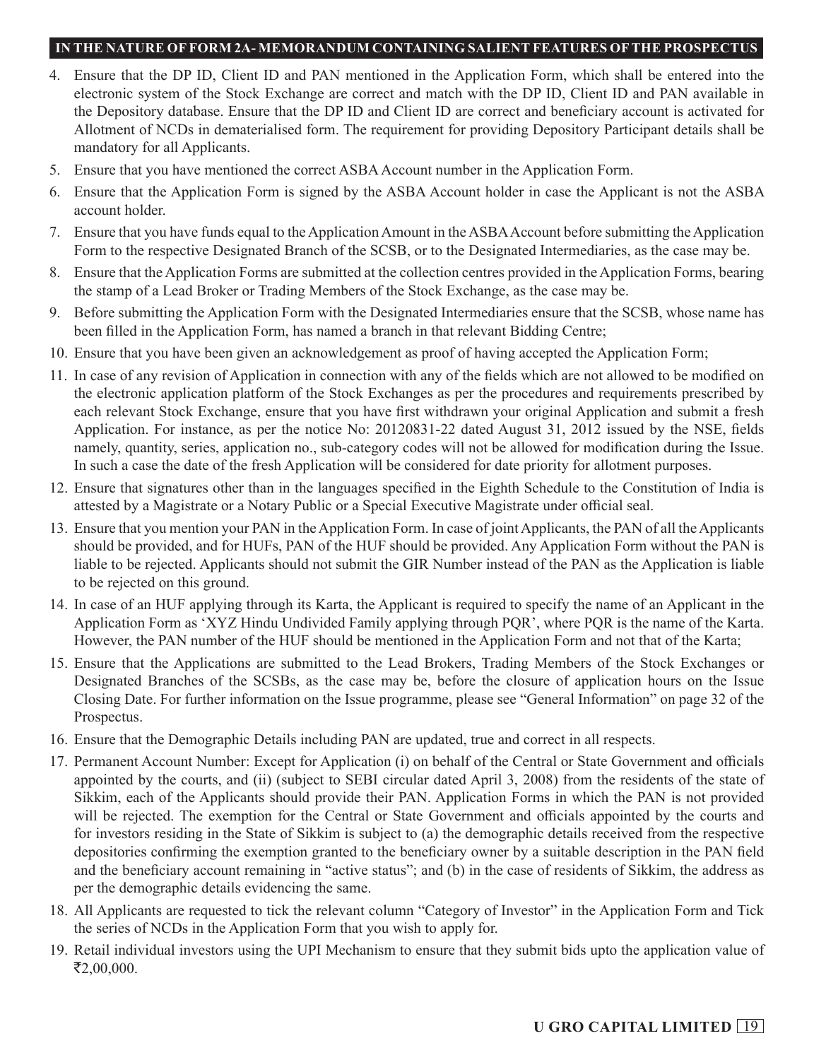4. Ensure that the DP ID, Client ID and PAN mentioned in the Application Form, which shall be entered into the electronic system of the Stock Exchange are correct and match with the DP ID, Client ID and PAN available in the Depository database. Ensure that the DP ID and Client ID are correct and beneficiary account is activated for Allotment of NCDs in dematerialised form. The requirement for providing Depository Participant details shall be mandatory for all Applicants.
5. Ensure that you have mentioned the correct ASBA Account number in the Application Form.
6. Ensure that the Application Form is signed by the ASBA Account holder in case the Applicant is not the ASBA account holder.
7. Ensure that you have funds equal to the Application Amount in the ASBA Account before submitting the Application Form to the respective Designated Branch of the SCSB, or to the Designated Intermediaries, as the case may be.
8. Ensure that the Application Forms are submitted at the collection centres provided in the Application Forms, bearing the stamp of a Lead Broker or Trading Members of the Stock Exchange, as the case may be.
9. Before submitting the Application Form with the Designated Intermediaries ensure that the SCSB, whose name has been filled in the Application Form, has named a branch in that relevant Bidding Centre;
10. Ensure that you have been given an acknowledgement as proof of having accepted the Application Form;
11. In case of any revision of Application in connection with any of the fields which are not allowed to be modified on the electronic application platform of the Stock Exchanges as per the procedures and requirements prescribed by each relevant Stock Exchange, ensure that you have first withdrawn your original Application and submit a fresh Application. For instance, as per the notice No: 20120831-22 dated August 31, 2012 issued by the NSE, fields namely, quantity, series, application no., sub-category codes will not be allowed for modification during the Issue. In such a case the date of the fresh Application will be considered for date priority for allotment purposes.
12. Ensure that signatures other than in the languages specified in the Eighth Schedule to the Constitution of India is attested by a Magistrate or a Notary Public or a Special Executive Magistrate under official seal.
13. Ensure that you mention your PAN in the Application Form. In case of joint Applicants, the PAN of all the Applicants should be provided, and for HUFs, PAN of the HUF should be provided. Any Application Form without the PAN is liable to be rejected. Applicants should not submit the GIR Number instead of the PAN as the Application is liable to be rejected on this ground.
14. In case of an HUF applying through its Karta, the Applicant is required to specify the name of an Applicant in the Application Form as 'XYZ Hindu Undivided Family applying through PQR', where PQR is the name of the Karta. However, the PAN number of the HUF should be mentioned in the Application Form and not that of the Karta;
15. Ensure that the Applications are submitted to the Lead Brokers, Trading Members of the Stock Exchanges or Designated Branches of the SCSBs, as the case may be, before the closure of application hours on the Issue Closing Date. For further information on the Issue programme, please see "General Information" on page 32 of the Prospectus.
16. Ensure that the Demographic Details including PAN are updated, true and correct in all respects.
17. Permanent Account Number: Except for Application (i) on behalf of the Central or State Government and officials appointed by the courts, and (ii) (subject to SEBI circular dated April 3, 2008) from the residents of the state of Sikkim, each of the Applicants should provide their PAN. Application Forms in which the PAN is not provided will be rejected. The exemption for the Central or State Government and officials appointed by the courts and for investors residing in the State of Sikkim is subject to (a) the demographic details received from the respective depositories confirming the exemption granted to the beneficiary owner by a suitable description in the PAN field and the beneficiary account remaining in "active status"; and (b) in the case of residents of Sikkim, the address as per the demographic details evidencing the same.
18. All Applicants are requested to tick the relevant column "Category of Investor" in the Application Form and Tick the series of NCDs in the Application Form that you wish to apply for.
19. Retail individual investors using the UPI Mechanism to ensure that they submit bids upto the application value of ₹2,00,000.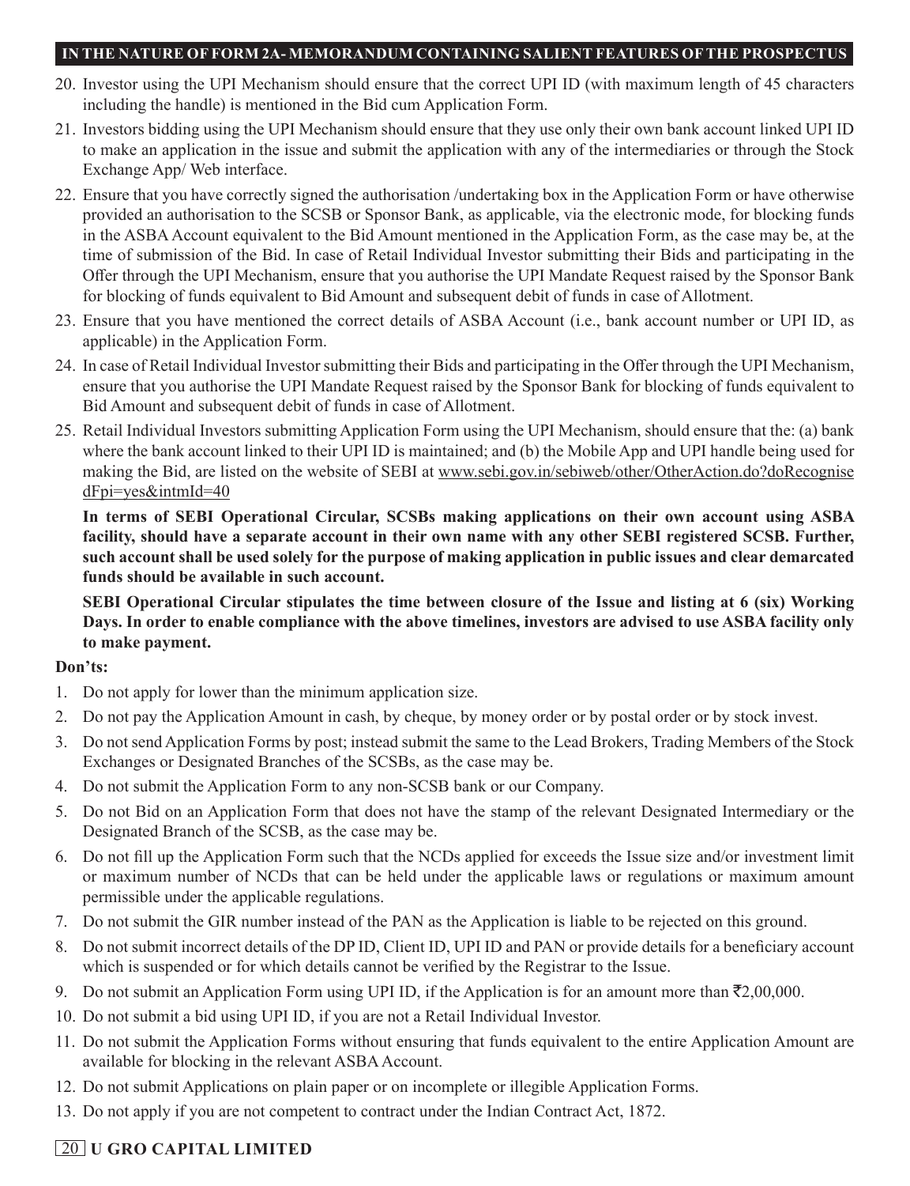20. Investor using the UPI Mechanism should ensure that the correct UPI ID (with maximum length of 45 characters including the handle) is mentioned in the Bid cum Application Form.
21. Investors bidding using the UPI Mechanism should ensure that they use only their own bank account linked UPI ID to make an application in the issue and submit the application with any of the intermediaries or through the Stock Exchange App/ Web interface.
22. Ensure that you have correctly signed the authorisation /undertaking box in the Application Form or have otherwise provided an authorisation to the SCSB or Sponsor Bank, as applicable, via the electronic mode, for blocking funds in the ASBA Account equivalent to the Bid Amount mentioned in the Application Form, as the case may be, at the time of submission of the Bid. In case of Retail Individual Investor submitting their Bids and participating in the Offer through the UPI Mechanism, ensure that you authorise the UPI Mandate Request raised by the Sponsor Bank for blocking of funds equivalent to Bid Amount and subsequent debit of funds in case of Allotment.
23. Ensure that you have mentioned the correct details of ASBA Account (i.e., bank account number or UPI ID, as applicable) in the Application Form.
24. In case of Retail Individual Investor submitting their Bids and participating in the Offer through the UPI Mechanism, ensure that you authorise the UPI Mandate Request raised by the Sponsor Bank for blocking of funds equivalent to Bid Amount and subsequent debit of funds in case of Allotment.
25. Retail Individual Investors submitting Application Form using the UPI Mechanism, should ensure that the: (a) bank where the bank account linked to their UPI ID is maintained; and (b) the Mobile App and UPI handle being used for making the Bid, are listed on the website of SEBI at www.sebi.gov.in/sebiweb/other/OtherAction.do?doRecognisedFpi=yes&intmId=40

    **In terms of SEBI Operational Circular, SCSBs making applications on their own account using ASBA facility, should have a separate account in their own name with any other SEBI registered SCSB. Further, such account shall be used solely for the purpose of making application in public issues and clear demarcated funds should be available in such account.**

    **SEBI Operational Circular stipulates the time between closure of the Issue and listing at 6 (six) Working Days. In order to enable compliance with the above timelines, investors are advised to use ASBA facility only to make payment.**

**Don'ts:**

1. Do not apply for lower than the minimum application size.
2. Do not pay the Application Amount in cash, by cheque, by money order or by postal order or by stock invest.
3. Do not send Application Forms by post; instead submit the same to the Lead Brokers, Trading Members of the Stock Exchanges or Designated Branches of the SCSBs, as the case may be.
4. Do not submit the Application Form to any non-SCSB bank or our Company.
5. Do not Bid on an Application Form that does not have the stamp of the relevant Designated Intermediary or the Designated Branch of the SCSB, as the case may be.
6. Do not fill up the Application Form such that the NCDs applied for exceeds the Issue size and/or investment limit or maximum number of NCDs that can be held under the applicable laws or regulations or maximum amount permissible under the applicable regulations.
7. Do not submit the GIR number instead of the PAN as the Application is liable to be rejected on this ground.
8. Do not submit incorrect details of the DP ID, Client ID, UPI ID and PAN or provide details for a beneficiary account which is suspended or for which details cannot be verified by the Registrar to the Issue.
9. Do not submit an Application Form using UPI ID, if the Application is for an amount more than ₹2,00,000.
10. Do not submit a bid using UPI ID, if you are not a Retail Individual Investor.
11. Do not submit the Application Forms without ensuring that funds equivalent to the entire Application Amount are available for blocking in the relevant ASBA Account.
12. Do not submit Applications on plain paper or on incomplete or illegible Application Forms.
13. Do not apply if you are not competent to contract under the Indian Contract Act, 1872.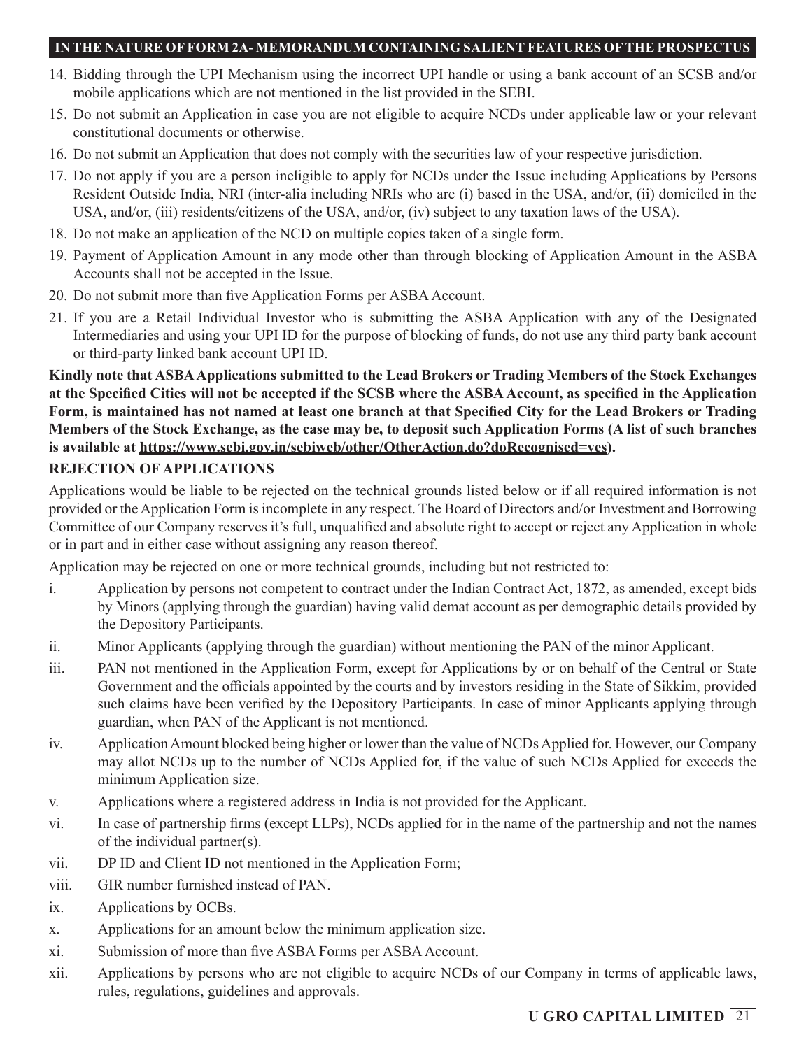14. Bidding through the UPI Mechanism using the incorrect UPI handle or using a bank account of an SCSB and/or mobile applications which are not mentioned in the list provided in the SEBI.
15. Do not submit an Application in case you are not eligible to acquire NCDs under applicable law or your relevant constitutional documents or otherwise.
16. Do not submit an Application that does not comply with the securities law of your respective jurisdiction.
17. Do not apply if you are a person ineligible to apply for NCDs under the Issue including Applications by Persons Resident Outside India, NRI (inter-alia including NRIs who are (i) based in the USA, and/or, (ii) domiciled in the USA, and/or, (iii) residents/citizens of the USA, and/or, (iv) subject to any taxation laws of the USA).
18. Do not make an application of the NCD on multiple copies taken of a single form.
19. Payment of Application Amount in any mode other than through blocking of Application Amount in the ASBA Accounts shall not be accepted in the Issue.
20. Do not submit more than five Application Forms per ASBA Account.
21. If you are a Retail Individual Investor who is submitting the ASBA Application with any of the Designated Intermediaries and using your UPI ID for the purpose of blocking of funds, do not use any third party bank account or third-party linked bank account UPI ID.

**Kindly note that ASBA Applications submitted to the Lead Brokers or Trading Members of the Stock Exchanges at the Specified Cities will not be accepted if the SCSB where the ASBA Account, as specified in the Application Form, is maintained has not named at least one branch at that Specified City for the Lead Brokers or Trading Members of the Stock Exchange, as the case may be, to deposit such Application Forms (A list of such branches is available at https://www.sebi.gov.in/sebiweb/other/OtherAction.do?doRecognised=yes).**

**REJECTION OF APPLICATIONS**

Applications would be liable to be rejected on the technical grounds listed below or if all required information is not provided or the Application Form is incomplete in any respect. The Board of Directors and/or Investment and Borrowing Committee of our Company reserves it's full, unqualified and absolute right to accept or reject any Application in whole or in part and in either case without assigning any reason thereof.

Application may be rejected on one or more technical grounds, including but not restricted to:

i. Application by persons not competent to contract under the Indian Contract Act, 1872, as amended, except bids by Minors (applying through the guardian) having valid demat account as per demographic details provided by the Depository Participants.

ii. Minor Applicants (applying through the guardian) without mentioning the PAN of the minor Applicant.

iii. PAN not mentioned in the Application Form, except for Applications by or on behalf of the Central or State Government and the officials appointed by the courts and by investors residing in the State of Sikkim, provided such claims have been verified by the Depository Participants. In case of minor Applicants applying through guardian, when PAN of the Applicant is not mentioned.

iv. Application Amount blocked being higher or lower than the value of NCDs Applied for. However, our Company may allot NCDs up to the number of NCDs Applied for, if the value of such NCDs Applied for exceeds the minimum Application size.

v. Applications where a registered address in India is not provided for the Applicant.

vi. In case of partnership firms (except LLPs), NCDs applied for in the name of the partnership and not the names of the individual partner(s).

vii. DP ID and Client ID not mentioned in the Application Form;

viii. GIR number furnished instead of PAN.

ix. Applications by OCBs.

x. Applications for an amount below the minimum application size.

xi. Submission of more than five ASBA Forms per ASBA Account.

xii. Applications by persons who are not eligible to acquire NCDs of our Company in terms of applicable laws, rules, regulations, guidelines and approvals.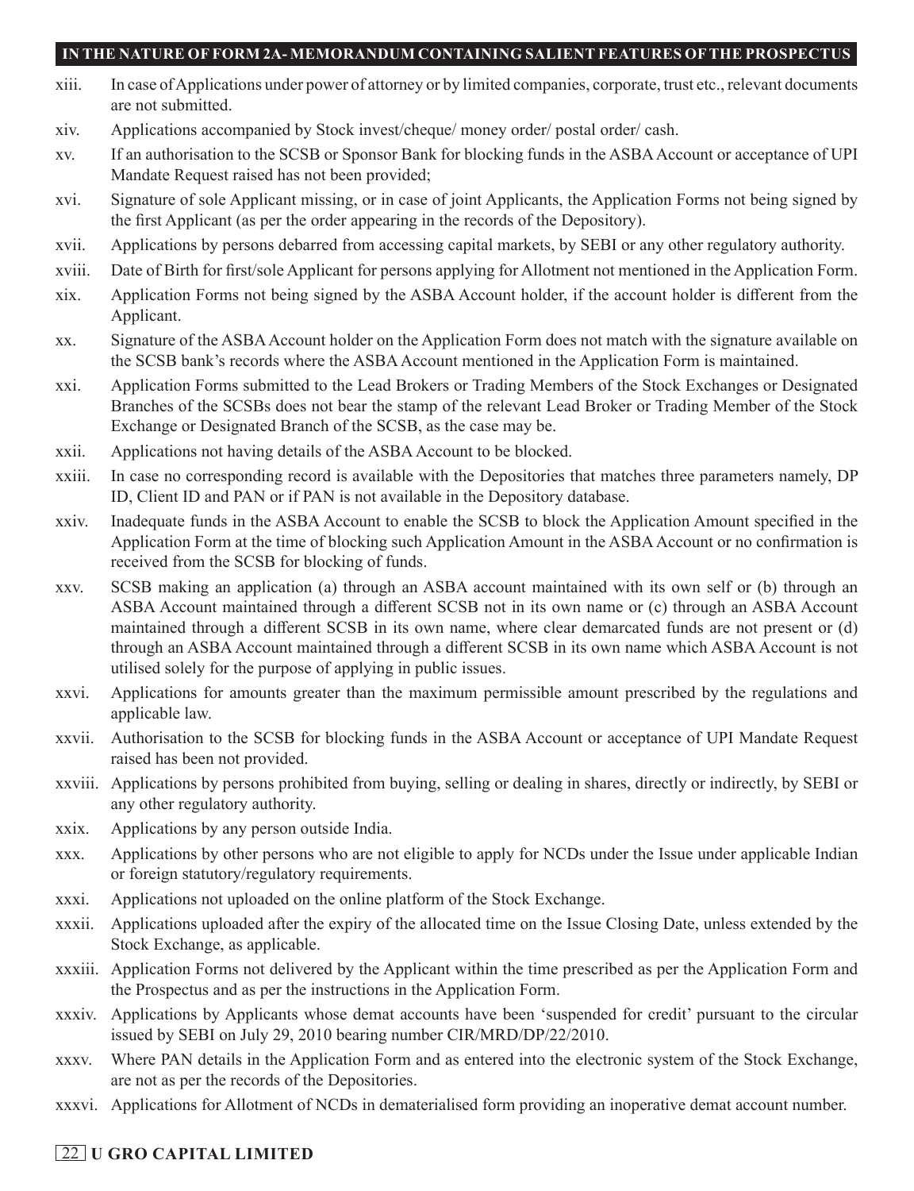xiii. In case of Applications under power of attorney or by limited companies, corporate, trust etc., relevant documents are not submitted.

xiv. Applications accompanied by Stock invest/cheque/ money order/ postal order/ cash.

xv. If an authorisation to the SCSB or Sponsor Bank for blocking funds in the ASBA Account or acceptance of UPI Mandate Request raised has not been provided;

xvi. Signature of sole Applicant missing, or in case of joint Applicants, the Application Forms not being signed by the first Applicant (as per the order appearing in the records of the Depository).

xvii. Applications by persons debarred from accessing capital markets, by SEBI or any other regulatory authority.

xviii. Date of Birth for first/sole Applicant for persons applying for Allotment not mentioned in the Application Form.

xix. Application Forms not being signed by the ASBA Account holder, if the account holder is different from the Applicant.

xx. Signature of the ASBA Account holder on the Application Form does not match with the signature available on the SCSB bank's records where the ASBA Account mentioned in the Application Form is maintained.

xxi. Application Forms submitted to the Lead Brokers or Trading Members of the Stock Exchanges or Designated Branches of the SCSBs does not bear the stamp of the relevant Lead Broker or Trading Member of the Stock Exchange or Designated Branch of the SCSB, as the case may be.

xxii. Applications not having details of the ASBA Account to be blocked.

xxiii. In case no corresponding record is available with the Depositories that matches three parameters namely, DP ID, Client ID and PAN or if PAN is not available in the Depository database.

xxiv. Inadequate funds in the ASBA Account to enable the SCSB to block the Application Amount specified in the Application Form at the time of blocking such Application Amount in the ASBA Account or no confirmation is received from the SCSB for blocking of funds.

xxv. SCSB making an application (a) through an ASBA account maintained with its own self or (b) through an ASBA Account maintained through a different SCSB not in its own name or (c) through an ASBA Account maintained through a different SCSB in its own name, where clear demarcated funds are not present or (d) through an ASBA Account maintained through a different SCSB in its own name which ASBA Account is not utilised solely for the purpose of applying in public issues.

xxvi. Applications for amounts greater than the maximum permissible amount prescribed by the regulations and applicable law.

xxvii. Authorisation to the SCSB for blocking funds in the ASBA Account or acceptance of UPI Mandate Request raised has been not provided.

xxviii. Applications by persons prohibited from buying, selling or dealing in shares, directly or indirectly, by SEBI or any other regulatory authority.

xxix. Applications by any person outside India.

xxx. Applications by other persons who are not eligible to apply for NCDs under the Issue under applicable Indian or foreign statutory/regulatory requirements.

xxxi. Applications not uploaded on the online platform of the Stock Exchange.

xxxii. Applications uploaded after the expiry of the allocated time on the Issue Closing Date, unless extended by the Stock Exchange, as applicable.

xxxiii. Application Forms not delivered by the Applicant within the time prescribed as per the Application Form and the Prospectus and as per the instructions in the Application Form.

xxxiv. Applications by Applicants whose demat accounts have been 'suspended for credit' pursuant to the circular issued by SEBI on July 29, 2010 bearing number CIR/MRD/DP/22/2010.

xxxv. Where PAN details in the Application Form and as entered into the electronic system of the Stock Exchange, are not as per the records of the Depositories.

xxxvi. Applications for Allotment of NCDs in dematerialised form providing an inoperative demat account number.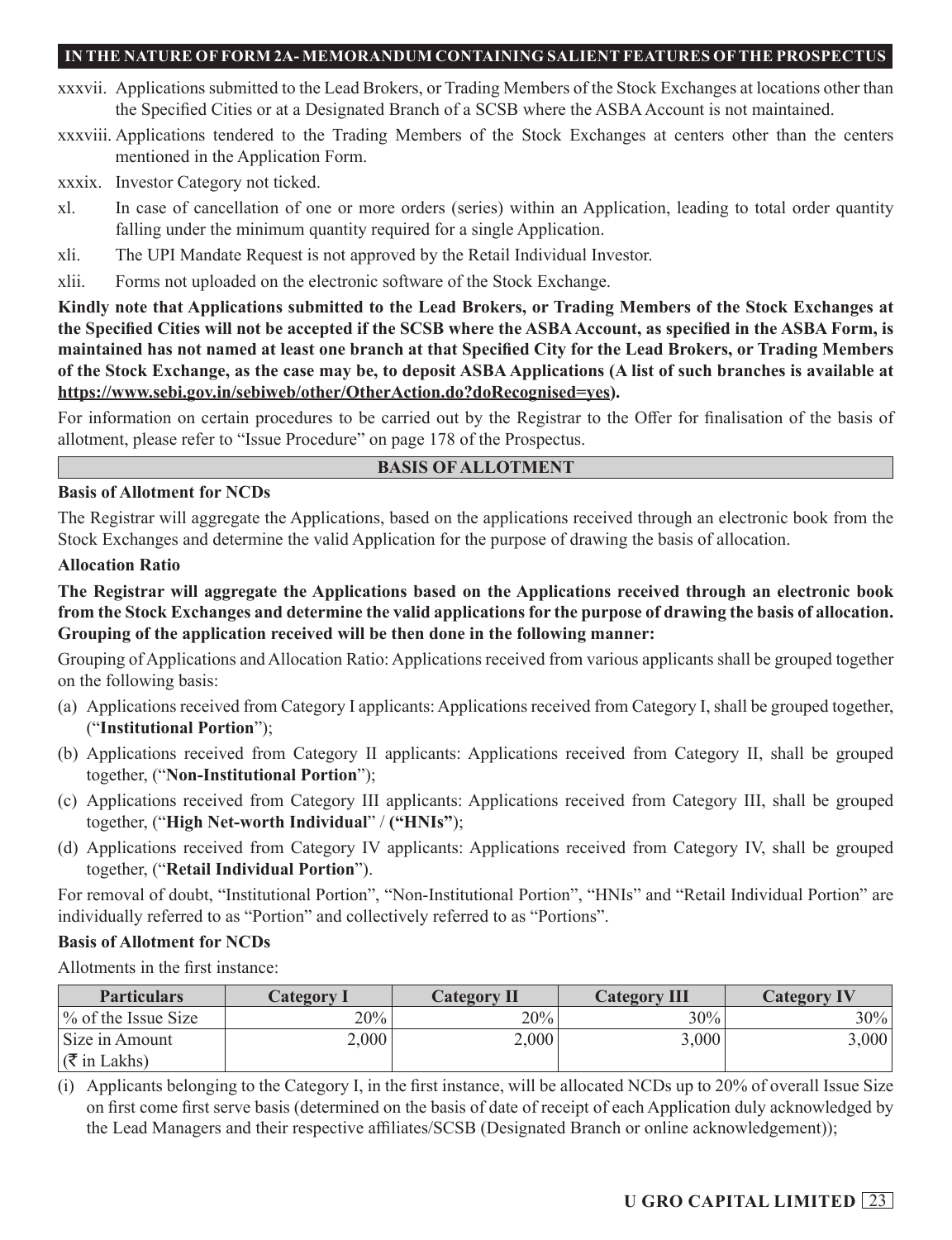xxxvii. Applications submitted to the Lead Brokers, or Trading Members of the Stock Exchanges at locations other than the Specified Cities or at a Designated Branch of a SCSB where the ASBA Account is not maintained.

xxxviii. Applications tendered to the Trading Members of the Stock Exchanges at centers other than the centers mentioned in the Application Form.

xxxix. Investor Category not ticked.

xl. In case of cancellation of one or more orders (series) within an Application, leading to total order quantity falling under the minimum quantity required for a single Application.

xli. The UPI Mandate Request is not approved by the Retail Individual Investor.

xlii. Forms not uploaded on the electronic software of the Stock Exchange.

**Kindly note that Applications submitted to the Lead Brokers, or Trading Members of the Stock Exchanges at the Specified Cities will not be accepted if the SCSB where the ASBA Account, as specified in the ASBA Form, is maintained has not named at least one branch at that Specified City for the Lead Brokers, or Trading Members of the Stock Exchange, as the case may be, to deposit ASBA Applications (A list of such branches is available at https://www.sebi.gov.in/sebiweb/other/OtherAction.do?doRecognised=yes).**

For information on certain procedures to be carried out by the Registrar to the Offer for finalisation of the basis of allotment, please refer to "Issue Procedure" on page 178 of the Prospectus.

## BASIS OF ALLOTMENT

**Basis of Allotment for NCDs**

The Registrar will aggregate the Applications, based on the applications received through an electronic book from the Stock Exchanges and determine the valid Application for the purpose of drawing the basis of allocation.

**Allocation Ratio**

**The Registrar will aggregate the Applications based on the Applications received through an electronic book from the Stock Exchanges and determine the valid applications for the purpose of drawing the basis of allocation. Grouping of the application received will be then done in the following manner:**

Grouping of Applications and Allocation Ratio: Applications received from various applicants shall be grouped together on the following basis:

(a) Applications received from Category I applicants: Applications received from Category I, shall be grouped together, ("**Institutional Portion**");

(b) Applications received from Category II applicants: Applications received from Category II, shall be grouped together, ("**Non-Institutional Portion**");

(c) Applications received from Category III applicants: Applications received from Category III, shall be grouped together, ("**High Net-worth Individual**" / **("HNIs")**);

(d) Applications received from Category IV applicants: Applications received from Category IV, shall be grouped together, ("**Retail Individual Portion**").

For removal of doubt, "Institutional Portion", "Non-Institutional Portion", "HNIs" and "Retail Individual Portion" are individually referred to as "Portion" and collectively referred to as "Portions".

**Basis of Allotment for NCDs**

Allotments in the first instance:

| Particulars | Category I | Category II | Category III | Category IV |
|---|---|---|---|---|
| % of the Issue Size | 20% | 20% | 30% | 30% |
| Size in Amount (₹ in Lakhs) | 2,000 | 2,000 | 3,000 | 3,000 |

(i) Applicants belonging to the Category I, in the first instance, will be allocated NCDs up to 20% of overall Issue Size on first come first serve basis (determined on the basis of date of receipt of each Application duly acknowledged by the Lead Managers and their respective affiliates/SCSB (Designated Branch or online acknowledgement));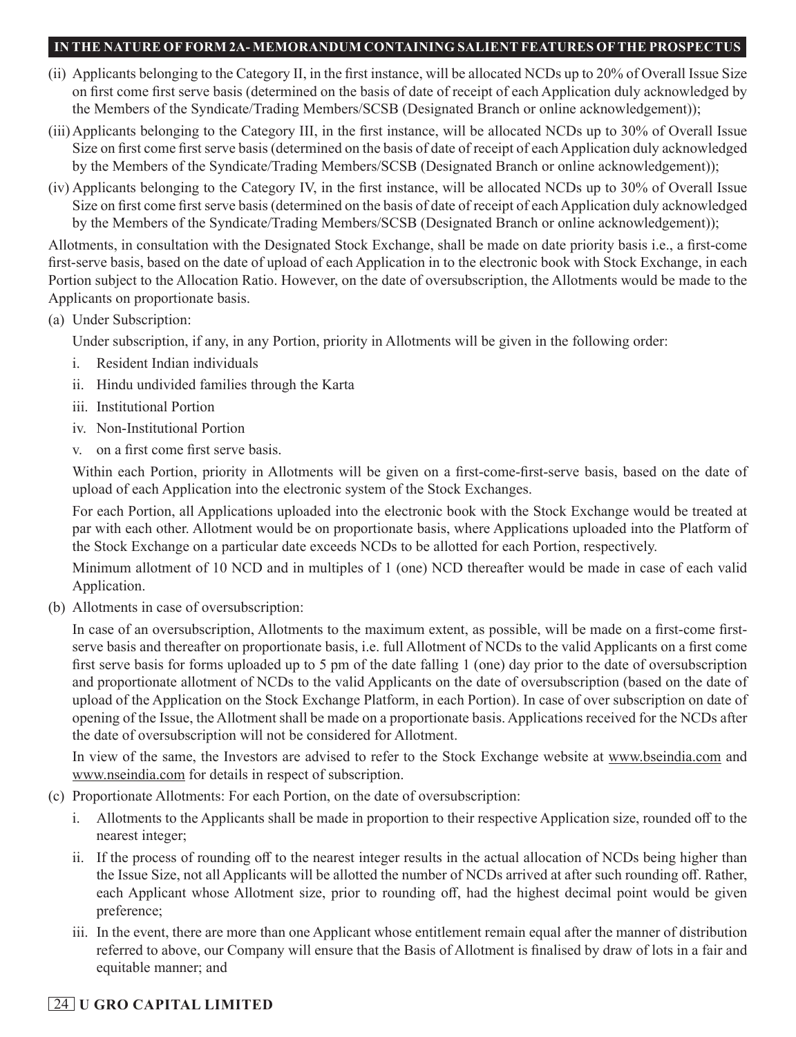(ii) Applicants belonging to the Category II, in the first instance, will be allocated NCDs up to 20% of Overall Issue Size on first come first serve basis (determined on the basis of date of receipt of each Application duly acknowledged by the Members of the Syndicate/Trading Members/SCSB (Designated Branch or online acknowledgement));

(iii) Applicants belonging to the Category III, in the first instance, will be allocated NCDs up to 30% of Overall Issue Size on first come first serve basis (determined on the basis of date of receipt of each Application duly acknowledged by the Members of the Syndicate/Trading Members/SCSB (Designated Branch or online acknowledgement));

(iv) Applicants belonging to the Category IV, in the first instance, will be allocated NCDs up to 30% of Overall Issue Size on first come first serve basis (determined on the basis of date of receipt of each Application duly acknowledged by the Members of the Syndicate/Trading Members/SCSB (Designated Branch or online acknowledgement));

Allotments, in consultation with the Designated Stock Exchange, shall be made on date priority basis i.e., a first-come first-serve basis, based on the date of upload of each Application in to the electronic book with Stock Exchange, in each Portion subject to the Allocation Ratio. However, on the date of oversubscription, the Allotments would be made to the Applicants on proportionate basis.

(a) Under Subscription:

Under subscription, if any, in any Portion, priority in Allotments will be given in the following order:

i. Resident Indian individuals
ii. Hindu undivided families through the Karta
iii. Institutional Portion
iv. Non-Institutional Portion
v. on a first come first serve basis.

Within each Portion, priority in Allotments will be given on a first-come-first-serve basis, based on the date of upload of each Application into the electronic system of the Stock Exchanges.

For each Portion, all Applications uploaded into the electronic book with the Stock Exchange would be treated at par with each other. Allotment would be on proportionate basis, where Applications uploaded into the Platform of the Stock Exchange on a particular date exceeds NCDs to be allotted for each Portion, respectively.

Minimum allotment of 10 NCD and in multiples of 1 (one) NCD thereafter would be made in case of each valid Application.

(b) Allotments in case of oversubscription:

In case of an oversubscription, Allotments to the maximum extent, as possible, will be made on a first-come first-serve basis and thereafter on proportionate basis, i.e. full Allotment of NCDs to the valid Applicants on a first come first serve basis for forms uploaded up to 5 pm of the date falling 1 (one) day prior to the date of oversubscription and proportionate allotment of NCDs to the valid Applicants on the date of oversubscription (based on the date of upload of the Application on the Stock Exchange Platform, in each Portion). In case of over subscription on date of opening of the Issue, the Allotment shall be made on a proportionate basis. Applications received for the NCDs after the date of oversubscription will not be considered for Allotment.

In view of the same, the Investors are advised to refer to the Stock Exchange website at www.bseindia.com and www.nseindia.com for details in respect of subscription.

(c) Proportionate Allotments: For each Portion, on the date of oversubscription:

i. Allotments to the Applicants shall be made in proportion to their respective Application size, rounded off to the nearest integer;
ii. If the process of rounding off to the nearest integer results in the actual allocation of NCDs being higher than the Issue Size, not all Applicants will be allotted the number of NCDs arrived at after such rounding off. Rather, each Applicant whose Allotment size, prior to rounding off, had the highest decimal point would be given preference;
iii. In the event, there are more than one Applicant whose entitlement remain equal after the manner of distribution referred to above, our Company will ensure that the Basis of Allotment is finalised by draw of lots in a fair and equitable manner; and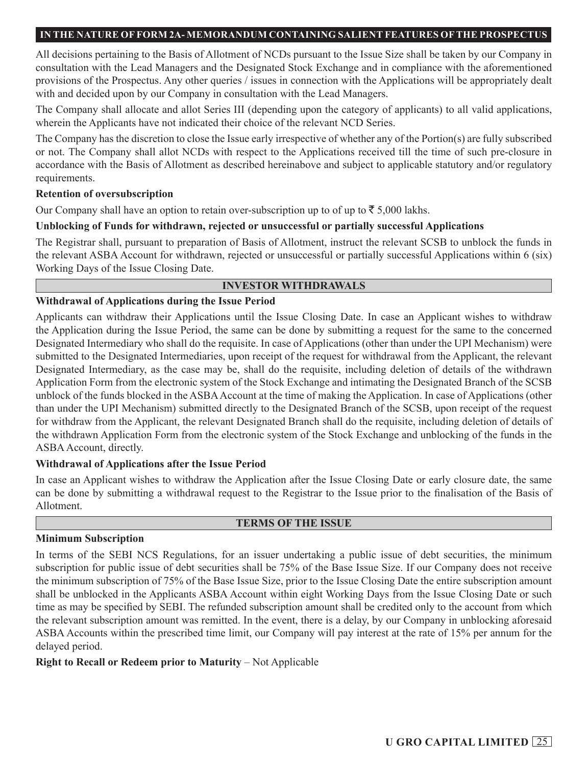All decisions pertaining to the Basis of Allotment of NCDs pursuant to the Issue Size shall be taken by our Company in consultation with the Lead Managers and the Designated Stock Exchange and in compliance with the aforementioned provisions of the Prospectus. Any other queries / issues in connection with the Applications will be appropriately dealt with and decided upon by our Company in consultation with the Lead Managers.

The Company shall allocate and allot Series III (depending upon the category of applicants) to all valid applications, wherein the Applicants have not indicated their choice of the relevant NCD Series.

The Company has the discretion to close the Issue early irrespective of whether any of the Portion(s) are fully subscribed or not. The Company shall allot NCDs with respect to the Applications received till the time of such pre-closure in accordance with the Basis of Allotment as described hereinabove and subject to applicable statutory and/or regulatory requirements.

**Retention of oversubscription**

Our Company shall have an option to retain over-subscription up to of up to ₹ 5,000 lakhs.

**Unblocking of Funds for withdrawn, rejected or unsuccessful or partially successful Applications**

The Registrar shall, pursuant to preparation of Basis of Allotment, instruct the relevant SCSB to unblock the funds in the relevant ASBA Account for withdrawn, rejected or unsuccessful or partially successful Applications within 6 (six) Working Days of the Issue Closing Date.

## INVESTOR WITHDRAWALS

**Withdrawal of Applications during the Issue Period**

Applicants can withdraw their Applications until the Issue Closing Date. In case an Applicant wishes to withdraw the Application during the Issue Period, the same can be done by submitting a request for the same to the concerned Designated Intermediary who shall do the requisite. In case of Applications (other than under the UPI Mechanism) were submitted to the Designated Intermediaries, upon receipt of the request for withdrawal from the Applicant, the relevant Designated Intermediary, as the case may be, shall do the requisite, including deletion of details of the withdrawn Application Form from the electronic system of the Stock Exchange and intimating the Designated Branch of the SCSB unblock of the funds blocked in the ASBA Account at the time of making the Application. In case of Applications (other than under the UPI Mechanism) submitted directly to the Designated Branch of the SCSB, upon receipt of the request for withdraw from the Applicant, the relevant Designated Branch shall do the requisite, including deletion of details of the withdrawn Application Form from the electronic system of the Stock Exchange and unblocking of the funds in the ASBA Account, directly.

**Withdrawal of Applications after the Issue Period**

In case an Applicant wishes to withdraw the Application after the Issue Closing Date or early closure date, the same can be done by submitting a withdrawal request to the Registrar to the Issue prior to the finalisation of the Basis of Allotment.

## TERMS OF THE ISSUE

**Minimum Subscription**

In terms of the SEBI NCS Regulations, for an issuer undertaking a public issue of debt securities, the minimum subscription for public issue of debt securities shall be 75% of the Base Issue Size. If our Company does not receive the minimum subscription of 75% of the Base Issue Size, prior to the Issue Closing Date the entire subscription amount shall be unblocked in the Applicants ASBA Account within eight Working Days from the Issue Closing Date or such time as may be specified by SEBI. The refunded subscription amount shall be credited only to the account from which the relevant subscription amount was remitted. In the event, there is a delay, by our Company in unblocking aforesaid ASBA Accounts within the prescribed time limit, our Company will pay interest at the rate of 15% per annum for the delayed period.

**Right to Recall or Redeem prior to Maturity** – Not Applicable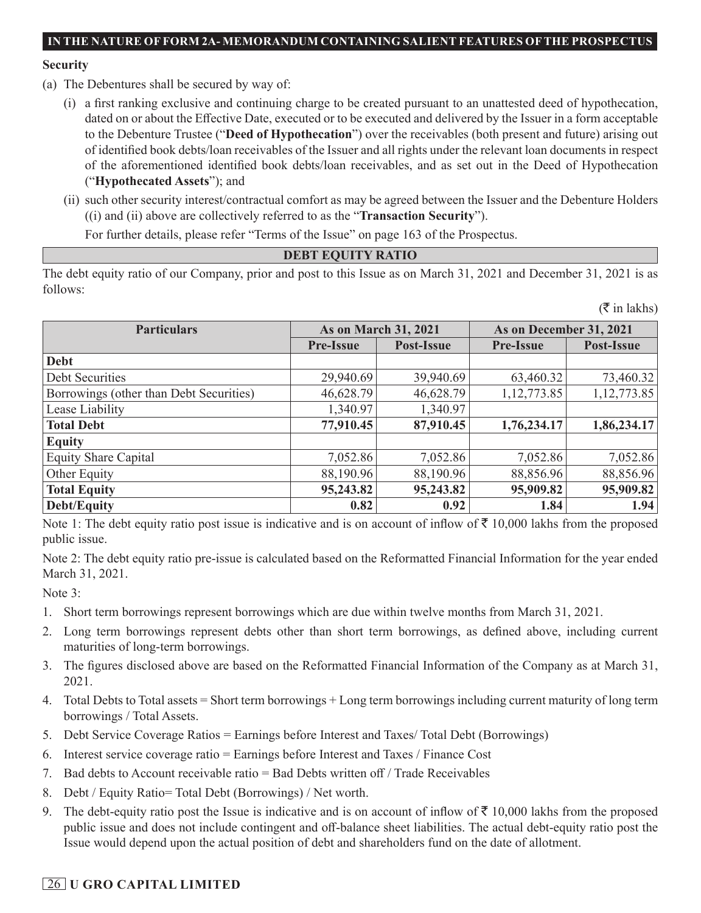**IN THE NATURE OF FORM 2A- MEMORANDUM CONTAINING SALIENT FEATURES OF THE PROSPECTUS**

**Security**

(a) The Debentures shall be secured by way of:

(i) a first ranking exclusive and continuing charge to be created pursuant to an unattested deed of hypothecation, dated on or about the Effective Date, executed or to be executed and delivered by the Issuer in a form acceptable to the Debenture Trustee ("**Deed of Hypothecation**") over the receivables (both present and future) arising out of identified book debts/loan receivables of the Issuer and all rights under the relevant loan documents in respect of the aforementioned identified book debts/loan receivables, and as set out in the Deed of Hypothecation ("**Hypothecated Assets**"); and

(ii) such other security interest/contractual comfort as may be agreed between the Issuer and the Debenture Holders ((i) and (ii) above are collectively referred to as the "**Transaction Security**").

For further details, please refer "Terms of the Issue" on page 163 of the Prospectus.

## DEBT EQUITY RATIO

The debt equity ratio of our Company, prior and post to this Issue as on March 31, 2021 and December 31, 2021 is as follows:

(₹ in lakhs)

| Particulars | As on March 31, 2021 | | As on December 31, 2021 | |
|---|---|---|---|---|
| | Pre-Issue | Post-Issue | Pre-Issue | Post-Issue |
| **Debt** | | | | |
| Debt Securities | 29,940.69 | 39,940.69 | 63,460.32 | 73,460.32 |
| Borrowings (other than Debt Securities) | 46,628.79 | 46,628.79 | 1,12,773.85 | 1,12,773.85 |
| Lease Liability | 1,340.97 | 1,340.97 | | |
| **Total Debt** | **77,910.45** | **87,910.45** | **1,76,234.17** | **1,86,234.17** |
| **Equity** | | | | |
| Equity Share Capital | 7,052.86 | 7,052.86 | 7,052.86 | 7,052.86 |
| Other Equity | 88,190.96 | 88,190.96 | 88,856.96 | 88,856.96 |
| **Total Equity** | **95,243.82** | **95,243.82** | **95,909.82** | **95,909.82** |
| **Debt/Equity** | **0.82** | **0.92** | **1.84** | **1.94** |

Note 1: The debt equity ratio post issue is indicative and is on account of inflow of ₹ 10,000 lakhs from the proposed public issue.

Note 2: The debt equity ratio pre-issue is calculated based on the Reformatted Financial Information for the year ended March 31, 2021.

Note 3:

1. Short term borrowings represent borrowings which are due within twelve months from March 31, 2021.
2. Long term borrowings represent debts other than short term borrowings, as defined above, including current maturities of long-term borrowings.
3. The figures disclosed above are based on the Reformatted Financial Information of the Company as at March 31, 2021.
4. Total Debts to Total assets = Short term borrowings + Long term borrowings including current maturity of long term borrowings / Total Assets.
5. Debt Service Coverage Ratios = Earnings before Interest and Taxes/ Total Debt (Borrowings)
6. Interest service coverage ratio = Earnings before Interest and Taxes / Finance Cost
7. Bad debts to Account receivable ratio = Bad Debts written off / Trade Receivables
8. Debt / Equity Ratio= Total Debt (Borrowings) / Net worth.
9. The debt-equity ratio post the Issue is indicative and is on account of inflow of ₹ 10,000 lakhs from the proposed public issue and does not include contingent and off-balance sheet liabilities. The actual debt-equity ratio post the Issue would depend upon the actual position of debt and shareholders fund on the date of allotment.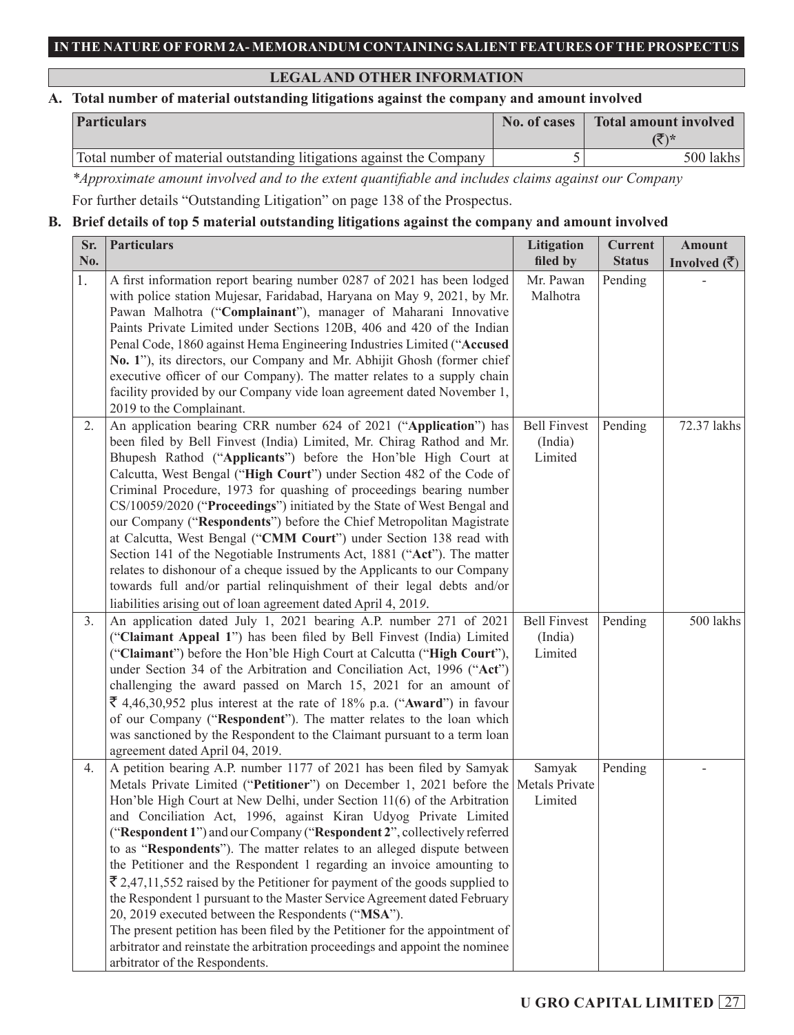**IN THE NATURE OF FORM 2A- MEMORANDUM CONTAINING SALIENT FEATURES OF THE PROSPECTUS**

## LEGAL AND OTHER INFORMATION

### A. Total number of material outstanding litigations against the company and amount involved

| Particulars | No. of cases | Total amount involved (₹)* |
|---|---|---|
| Total number of material outstanding litigations against the Company | 5 | 500 lakhs |

*\*Approximate amount involved and to the extent quantifiable and includes claims against our Company*

For further details "Outstanding Litigation" on page 138 of the Prospectus.

### B. Brief details of top 5 material outstanding litigations against the company and amount involved

| Sr. No. | Particulars | Litigation filed by | Current Status | Amount Involved (₹) |
|---|---|---|---|---|
| 1. | A first information report bearing number 0287 of 2021 has been lodged with police station Mujesar, Faridabad, Haryana on May 9, 2021, by Mr. Pawan Malhotra ("**Complainant**"), manager of Maharani Innovative Paints Private Limited under Sections 120B, 406 and 420 of the Indian Penal Code, 1860 against Hema Engineering Industries Limited ("**Accused No. 1**"), its directors, our Company and Mr. Abhijit Ghosh (former chief executive officer of our Company). The matter relates to a supply chain facility provided by our Company vide loan agreement dated November 1, 2019 to the Complainant. | Mr. Pawan Malhotra | Pending | - |
| 2. | An application bearing CRR number 624 of 2021 ("**Application**") has been filed by Bell Finvest (India) Limited, Mr. Chirag Rathod and Mr. Bhupesh Rathod ("**Applicants**") before the Hon'ble High Court at Calcutta, West Bengal ("**High Court**") under Section 482 of the Code of Criminal Procedure, 1973 for quashing of proceedings bearing number CS/10059/2020 ("**Proceedings**") initiated by the State of West Bengal and our Company ("**Respondents**") before the Chief Metropolitan Magistrate at Calcutta, West Bengal ("**CMM Court**") under Section 138 read with Section 141 of the Negotiable Instruments Act, 1881 ("**Act**"). The matter relates to dishonour of a cheque issued by the Applicants to our Company towards full and/or partial relinquishment of their legal debts and/or liabilities arising out of loan agreement dated April 4, 2019. | Bell Finvest (India) Limited | Pending | 72.37 lakhs |
| 3. | An application dated July 1, 2021 bearing A.P. number 271 of 2021 ("**Claimant Appeal 1**") has been filed by Bell Finvest (India) Limited ("**Claimant**") before the Hon'ble High Court at Calcutta ("**High Court**"), under Section 34 of the Arbitration and Conciliation Act, 1996 ("**Act**") challenging the award passed on March 15, 2021 for an amount of ₹ 4,46,30,952 plus interest at the rate of 18% p.a. ("**Award**") in favour of our Company ("**Respondent**"). The matter relates to the loan which was sanctioned by the Respondent to the Claimant pursuant to a term loan agreement dated April 04, 2019. | Bell Finvest (India) Limited | Pending | 500 lakhs |
| 4. | A petition bearing A.P. number 1177 of 2021 has been filed by Samyak Metals Private Limited ("**Petitioner**") on December 1, 2021 before the Hon'ble High Court at New Delhi, under Section 11(6) of the Arbitration and Conciliation Act, 1996, against Kiran Udyog Private Limited ("**Respondent 1**") and our Company ("**Respondent 2**", collectively referred to as "**Respondents**"). The matter relates to an alleged dispute between the Petitioner and the Respondent 1 regarding an invoice amounting to ₹ 2,47,11,552 raised by the Petitioner for payment of the goods supplied to the Respondent 1 pursuant to the Master Service Agreement dated February 20, 2019 executed between the Respondents ("**MSA**").<br>The present petition has been filed by the Petitioner for the appointment of arbitrator and reinstate the arbitration proceedings and appoint the nominee arbitrator of the Respondents. | Samyak Metals Private Limited | Pending | - |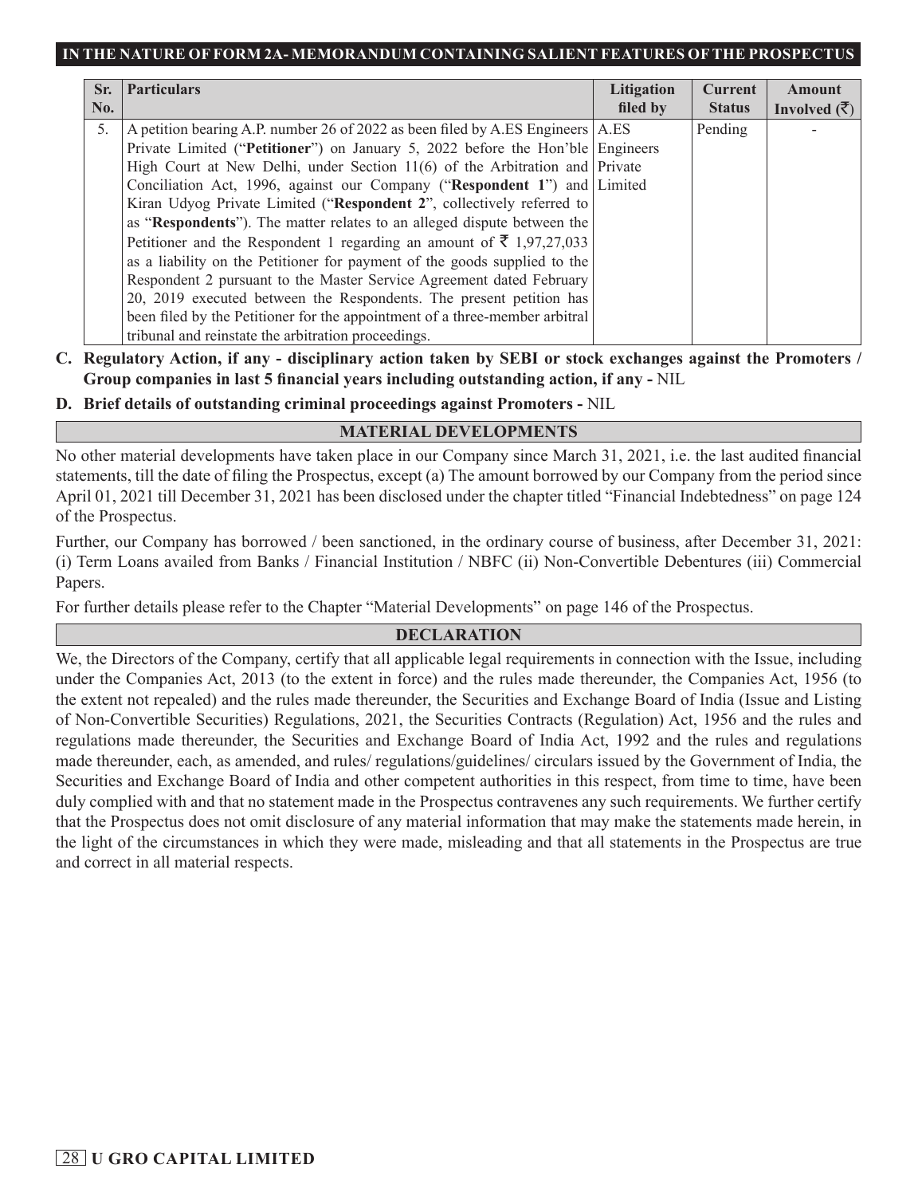**IN THE NATURE OF FORM 2A- MEMORANDUM CONTAINING SALIENT FEATURES OF THE PROSPECTUS**

| Sr. No. | Particulars | Litigation filed by | Current Status | Amount Involved (₹) |
|---|---|---|---|---|
| 5. | A petition bearing A.P. number 26 of 2022 as been filed by A.ES Engineers Private Limited ("**Petitioner**") on January 5, 2022 before the Hon'ble High Court at New Delhi, under Section 11(6) of the Arbitration and Conciliation Act, 1996, against our Company ("**Respondent 1**") and Kiran Udyog Private Limited ("**Respondent 2**", collectively referred to as "**Respondents**"). The matter relates to an alleged dispute between the Petitioner and the Respondent 1 regarding an amount of ₹ 1,97,27,033 as a liability on the Petitioner for payment of the goods supplied to the Respondent 2 pursuant to the Master Service Agreement dated February 20, 2019 executed between the Respondents. The present petition has been filed by the Petitioner for the appointment of a three-member arbitral tribunal and reinstate the arbitration proceedings. | A.ES Engineers Private Limited | Pending | - |

**C. Regulatory Action, if any - disciplinary action taken by SEBI or stock exchanges against the Promoters / Group companies in last 5 financial years including outstanding action, if any -** NIL

**D. Brief details of outstanding criminal proceedings against Promoters -** NIL

## MATERIAL DEVELOPMENTS

No other material developments have taken place in our Company since March 31, 2021, i.e. the last audited financial statements, till the date of filing the Prospectus, except (a) The amount borrowed by our Company from the period since April 01, 2021 till December 31, 2021 has been disclosed under the chapter titled "Financial Indebtedness" on page 124 of the Prospectus.

Further, our Company has borrowed / been sanctioned, in the ordinary course of business, after December 31, 2021: (i) Term Loans availed from Banks / Financial Institution / NBFC (ii) Non-Convertible Debentures (iii) Commercial Papers.

For further details please refer to the Chapter "Material Developments" on page 146 of the Prospectus.

## DECLARATION

We, the Directors of the Company, certify that all applicable legal requirements in connection with the Issue, including under the Companies Act, 2013 (to the extent in force) and the rules made thereunder, the Companies Act, 1956 (to the extent not repealed) and the rules made thereunder, the Securities and Exchange Board of India (Issue and Listing of Non-Convertible Securities) Regulations, 2021, the Securities Contracts (Regulation) Act, 1956 and the rules and regulations made thereunder, the Securities and Exchange Board of India Act, 1992 and the rules and regulations made thereunder, each, as amended, and rules/ regulations/guidelines/ circulars issued by the Government of India, the Securities and Exchange Board of India and other competent authorities in this respect, from time to time, have been duly complied with and that no statement made in the Prospectus contravenes any such requirements. We further certify that the Prospectus does not omit disclosure of any material information that may make the statements made herein, in the light of the circumstances in which they were made, misleading and that all statements in the Prospectus are true and correct in all material respects.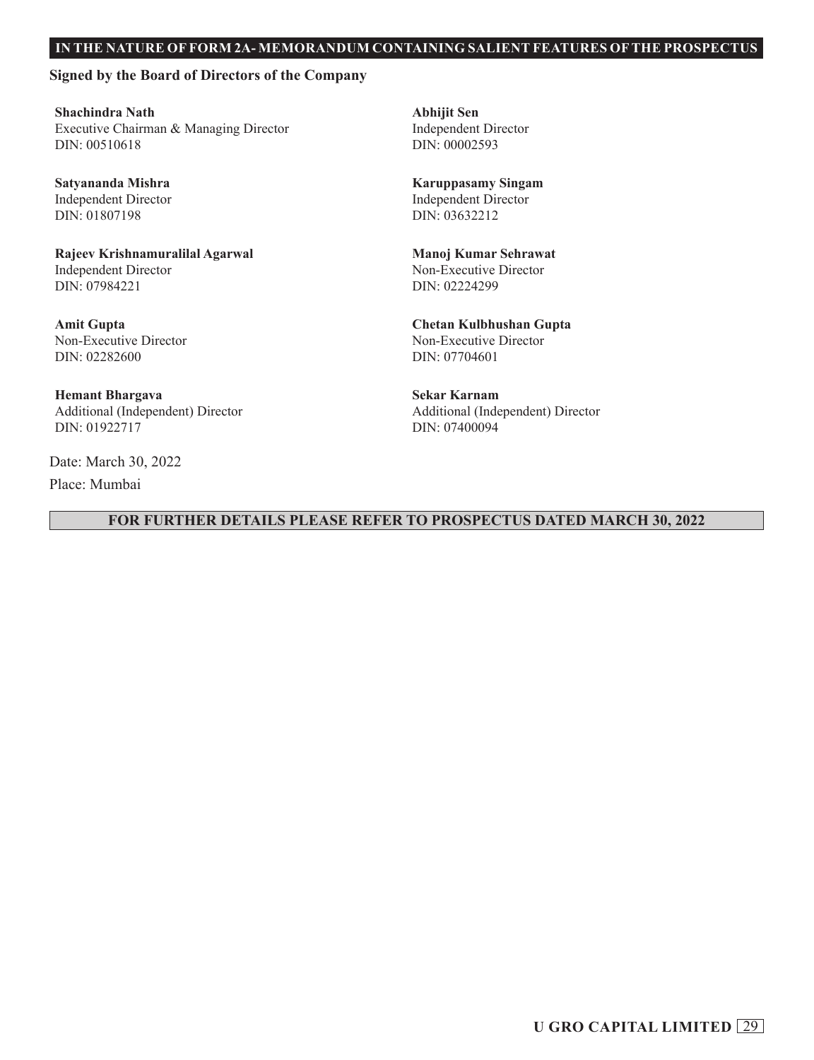**IN THE NATURE OF FORM 2A- MEMORANDUM CONTAINING SALIENT FEATURES OF THE PROSPECTUS**

**Signed by the Board of Directors of the Company**

**Shachindra Nath**
Executive Chairman & Managing Director
DIN: 00510618

**Abhijit Sen**
Independent Director
DIN: 00002593

**Satyananda Mishra**
Independent Director
DIN: 01807198

**Karuppasamy Singam**
Independent Director
DIN: 03632212

**Rajeev Krishnamuralilal Agarwal**
Independent Director
DIN: 07984221

**Manoj Kumar Sehrawat**
Non-Executive Director
DIN: 02224299

**Amit Gupta**
Non-Executive Director
DIN: 02282600

**Chetan Kulbhushan Gupta**
Non-Executive Director
DIN: 07704601

**Hemant Bhargava**
Additional (Independent) Director
DIN: 01922717

**Sekar Karnam**
Additional (Independent) Director
DIN: 07400094

Date: March 30, 2022

Place: Mumbai

**FOR FURTHER DETAILS PLEASE REFER TO PROSPECTUS DATED MARCH 30, 2022**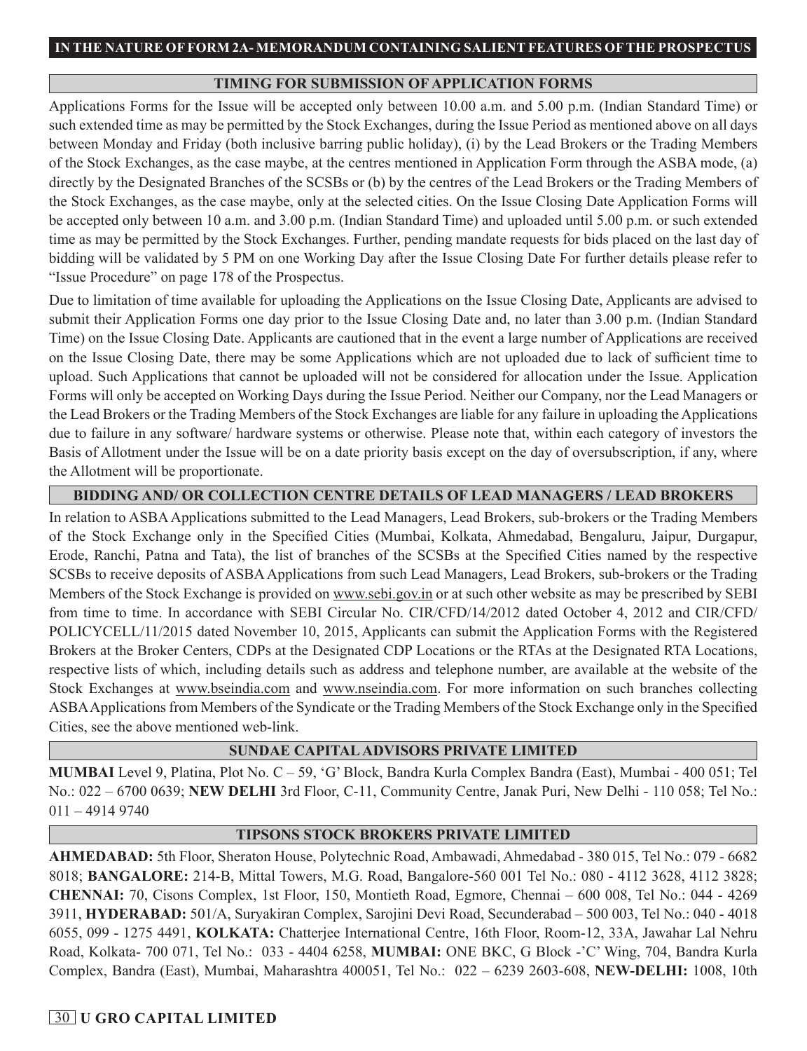## TIMING FOR SUBMISSION OF APPLICATION FORMS

Applications Forms for the Issue will be accepted only between 10.00 a.m. and 5.00 p.m. (Indian Standard Time) or such extended time as may be permitted by the Stock Exchanges, during the Issue Period as mentioned above on all days between Monday and Friday (both inclusive barring public holiday), (i) by the Lead Brokers or the Trading Members of the Stock Exchanges, as the case maybe, at the centres mentioned in Application Form through the ASBA mode, (a) directly by the Designated Branches of the SCSBs or (b) by the centres of the Lead Brokers or the Trading Members of the Stock Exchanges, as the case maybe, only at the selected cities. On the Issue Closing Date Application Forms will be accepted only between 10 a.m. and 3.00 p.m. (Indian Standard Time) and uploaded until 5.00 p.m. or such extended time as may be permitted by the Stock Exchanges. Further, pending mandate requests for bids placed on the last day of bidding will be validated by 5 PM on one Working Day after the Issue Closing Date For further details please refer to "Issue Procedure" on page 178 of the Prospectus.

Due to limitation of time available for uploading the Applications on the Issue Closing Date, Applicants are advised to submit their Application Forms one day prior to the Issue Closing Date and, no later than 3.00 p.m. (Indian Standard Time) on the Issue Closing Date. Applicants are cautioned that in the event a large number of Applications are received on the Issue Closing Date, there may be some Applications which are not uploaded due to lack of sufficient time to upload. Such Applications that cannot be uploaded will not be considered for allocation under the Issue. Application Forms will only be accepted on Working Days during the Issue Period. Neither our Company, nor the Lead Managers or the Lead Brokers or the Trading Members of the Stock Exchanges are liable for any failure in uploading the Applications due to failure in any software/ hardware systems or otherwise. Please note that, within each category of investors the Basis of Allotment under the Issue will be on a date priority basis except on the day of oversubscription, if any, where the Allotment will be proportionate.

## BIDDING AND/ OR COLLECTION CENTRE DETAILS OF LEAD MANAGERS / LEAD BROKERS

In relation to ASBA Applications submitted to the Lead Managers, Lead Brokers, sub-brokers or the Trading Members of the Stock Exchange only in the Specified Cities (Mumbai, Kolkata, Ahmedabad, Bengaluru, Jaipur, Durgapur, Erode, Ranchi, Patna and Tata), the list of branches of the SCSBs at the Specified Cities named by the respective SCSBs to receive deposits of ASBA Applications from such Lead Managers, Lead Brokers, sub-brokers or the Trading Members of the Stock Exchange is provided on www.sebi.gov.in or at such other website as may be prescribed by SEBI from time to time. In accordance with SEBI Circular No. CIR/CFD/14/2012 dated October 4, 2012 and CIR/CFD/POLICYCELL/11/2015 dated November 10, 2015, Applicants can submit the Application Forms with the Registered Brokers at the Broker Centers, CDPs at the Designated CDP Locations or the RTAs at the Designated RTA Locations, respective lists of which, including details such as address and telephone number, are available at the website of the Stock Exchanges at www.bseindia.com and www.nseindia.com. For more information on such branches collecting ASBA Applications from Members of the Syndicate or the Trading Members of the Stock Exchange only in the Specified Cities, see the above mentioned web-link.

## SUNDAE CAPITAL ADVISORS PRIVATE LIMITED

**MUMBAI** Level 9, Platina, Plot No. C – 59, 'G' Block, Bandra Kurla Complex Bandra (East), Mumbai - 400 051; Tel No.: 022 – 6700 0639; **NEW DELHI** 3rd Floor, C-11, Community Centre, Janak Puri, New Delhi - 110 058; Tel No.: 011 – 4914 9740

## TIPSONS STOCK BROKERS PRIVATE LIMITED

**AHMEDABAD:** 5th Floor, Sheraton House, Polytechnic Road, Ambawadi, Ahmedabad - 380 015, Tel No.: 079 - 6682 8018; **BANGALORE:** 214-B, Mittal Towers, M.G. Road, Bangalore-560 001 Tel No.: 080 - 4112 3628, 4112 3828; **CHENNAI:** 70, Cisons Complex, 1st Floor, 150, Montieth Road, Egmore, Chennai – 600 008, Tel No.: 044 - 4269 3911, **HYDERABAD:** 501/A, Suryakiran Complex, Sarojini Devi Road, Secunderabad – 500 003, Tel No.: 040 - 4018 6055, 099 - 1275 4491, **KOLKATA:** Chatterjee International Centre, 16th Floor, Room-12, 33A, Jawahar Lal Nehru Road, Kolkata- 700 071, Tel No.: 033 - 4404 6258, **MUMBAI:** ONE BKC, G Block -'C' Wing, 704, Bandra Kurla Complex, Bandra (East), Mumbai, Maharashtra 400051, Tel No.: 022 – 6239 2603-608, **NEW-DELHI:** 1008, 10th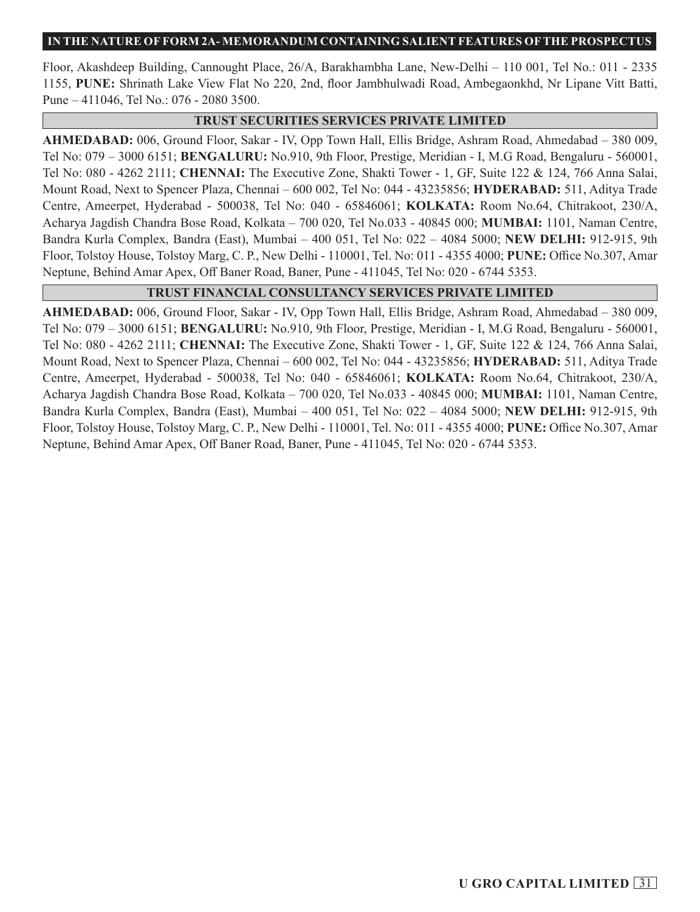Floor, Akashdeep Building, Cannought Place, 26/A, Barakhambha Lane, New-Delhi – 110 001, Tel No.: 011 - 2335 1155, **PUNE:** Shrinath Lake View Flat No 220, 2nd, floor Jambhulwadi Road, Ambegaonkhd, Nr Lipane Vitt Batti, Pune – 411046, Tel No.: 076 - 2080 3500.

## TRUST SECURITIES SERVICES PRIVATE LIMITED

**AHMEDABAD:** 006, Ground Floor, Sakar - IV, Opp Town Hall, Ellis Bridge, Ashram Road, Ahmedabad – 380 009, Tel No: 079 – 3000 6151; **BENGALURU:** No.910, 9th Floor, Prestige, Meridian - I, M.G Road, Bengaluru - 560001, Tel No: 080 - 4262 2111; **CHENNAI:** The Executive Zone, Shakti Tower - 1, GF, Suite 122 & 124, 766 Anna Salai, Mount Road, Next to Spencer Plaza, Chennai – 600 002, Tel No: 044 - 43235856; **HYDERABAD:** 511, Aditya Trade Centre, Ameerpet, Hyderabad - 500038, Tel No: 040 - 65846061; **KOLKATA:** Room No.64, Chitrakoot, 230/A, Acharya Jagdish Chandra Bose Road, Kolkata – 700 020, Tel No.033 - 40845 000; **MUMBAI:** 1101, Naman Centre, Bandra Kurla Complex, Bandra (East), Mumbai – 400 051, Tel No: 022 – 4084 5000; **NEW DELHI:** 912-915, 9th Floor, Tolstoy House, Tolstoy Marg, C. P., New Delhi - 110001, Tel. No: 011 - 4355 4000; **PUNE:** Office No.307, Amar Neptune, Behind Amar Apex, Off Baner Road, Baner, Pune - 411045, Tel No: 020 - 6744 5353.

## TRUST FINANCIAL CONSULTANCY SERVICES PRIVATE LIMITED

**AHMEDABAD:** 006, Ground Floor, Sakar - IV, Opp Town Hall, Ellis Bridge, Ashram Road, Ahmedabad – 380 009, Tel No: 079 – 3000 6151; **BENGALURU:** No.910, 9th Floor, Prestige, Meridian - I, M.G Road, Bengaluru - 560001, Tel No: 080 - 4262 2111; **CHENNAI:** The Executive Zone, Shakti Tower - 1, GF, Suite 122 & 124, 766 Anna Salai, Mount Road, Next to Spencer Plaza, Chennai – 600 002, Tel No: 044 - 43235856; **HYDERABAD:** 511, Aditya Trade Centre, Ameerpet, Hyderabad - 500038, Tel No: 040 - 65846061; **KOLKATA:** Room No.64, Chitrakoot, 230/A, Acharya Jagdish Chandra Bose Road, Kolkata – 700 020, Tel No.033 - 40845 000; **MUMBAI:** 1101, Naman Centre, Bandra Kurla Complex, Bandra (East), Mumbai – 400 051, Tel No: 022 – 4084 5000; **NEW DELHI:** 912-915, 9th Floor, Tolstoy House, Tolstoy Marg, C. P., New Delhi - 110001, Tel. No: 011 - 4355 4000; **PUNE:** Office No.307, Amar Neptune, Behind Amar Apex, Off Baner Road, Baner, Pune - 411045, Tel No: 020 - 6744 5353.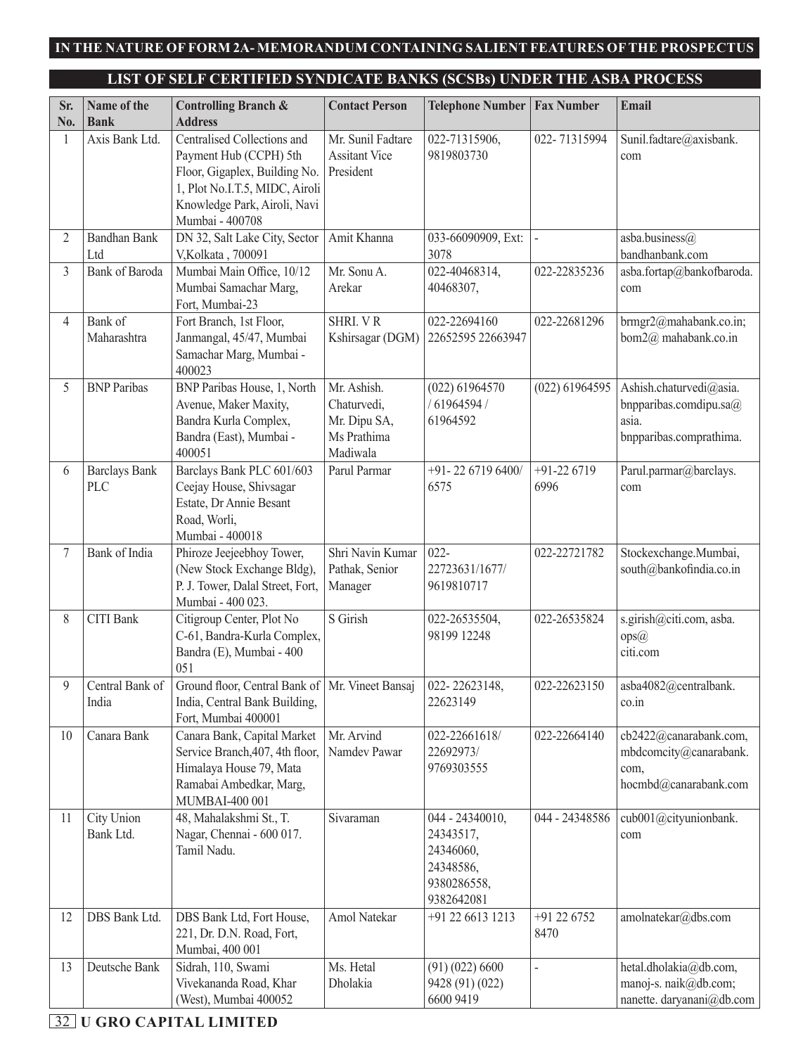## IN THE NATURE OF FORM 2A- MEMORANDUM CONTAINING SALIENT FEATURES OF THE PROSPECTUS

## LIST OF SELF CERTIFIED SYNDICATE BANKS (SCSBs) UNDER THE ASBA PROCESS

| Sr. No. | Name of the Bank | Controlling Branch & Address | Contact Person | Telephone Number | Fax Number | Email |
|---|---|---|---|---|---|---|
| 1 | Axis Bank Ltd. | Centralised Collections and Payment Hub (CCPH) 5th Floor, Gigaplex, Building No. 1, Plot No.I.T.5, MIDC, Airoli Knowledge Park, Airoli, Navi Mumbai - 400708 | Mr. Sunil Fadtare Assitant Vice President | 022-71315906, 9819803730 | 022- 71315994 | Sunil.fadtare@axisbank.com |
| 2 | Bandhan Bank Ltd | DN 32, Salt Lake City, Sector V,Kolkata , 700091 | Amit Khanna | 033-66090909, Ext: 3078 | - | asba.business@bandhanbank.com |
| 3 | Bank of Baroda | Mumbai Main Office, 10/12 Mumbai Samachar Marg, Fort, Mumbai-23 | Mr. Sonu A. Arekar | 022-40468314, 40468307, | 022-22835236 | asba.fortap@bankofbaroda.com |
| 4 | Bank of Maharashtra | Fort Branch, 1st Floor, Janmangal, 45/47, Mumbai Samachar Marg, Mumbai - 400023 | SHRI. V R Kshirsagar (DGM) | 022-22694160 22652595 22663947 | 022-22681296 | brmgr2@mahabank.co.in; bom2@ mahabank.co.in |
| 5 | BNP Paribas | BNP Paribas House, 1, North Avenue, Maker Maxity, Bandra Kurla Complex, Bandra (East), Mumbai - 400051 | Mr. Ashish. Chaturvedi, Mr. Dipu SA, Ms Prathima Madiwala | (022) 61964570 / 61964594 / 61964592 | (022) 61964595 | Ashish.chaturvedi@asia.bnpparibas.comdipu.sa@asia.bnpparibas.comprathima. |
| 6 | Barclays Bank PLC | Barclays Bank PLC 601/603 Ceejay House, Shivsagar Estate, Dr Annie Besant Road, Worli, Mumbai - 400018 | Parul Parmar | +91- 22 6719 6400/ 6575 | +91-22 6719 6996 | Parul.parmar@barclays.com |
| 7 | Bank of India | Phiroze Jeejeebhoy Tower, (New Stock Exchange Bldg), P. J. Tower, Dalal Street, Fort, Mumbai - 400 023. | Shri Navin Kumar Pathak, Senior Manager | 022-22723631/1677/ 9619810717 | 022-22721782 | Stockexchange.Mumbai, south@bankofindia.co.in |
| 8 | CITI Bank | Citigroup Center, Plot No C-61, Bandra-Kurla Complex, Bandra (E), Mumbai - 400 051 | S Girish | 022-26535504, 98199 12248 | 022-26535824 | s.girish@citi.com, asba.ops@citi.com |
| 9 | Central Bank of India | Ground floor, Central Bank of India, Central Bank Building, Fort, Mumbai 400001 | Mr. Vineet Bansaj | 022- 22623148, 22623149 | 022-22623150 | asba4082@centralbank.co.in |
| 10 | Canara Bank | Canara Bank, Capital Market Service Branch,407, 4th floor, Himalaya House 79, Mata Ramabai Ambedkar, Marg, MUMBAI-400 001 | Mr. Arvind Namdev Pawar | 022-22661618/ 22692973/ 9769303555 | 022-22664140 | cb2422@canarabank.com, mbdcomcity@canarabank.com, hocmbd@canarabank.com |
| 11 | City Union Bank Ltd. | 48, Mahalakshmi St., T. Nagar, Chennai - 600 017. Tamil Nadu. | Sivaraman | 044 - 24340010, 24343517, 24346060, 24348586, 9380286558, 9382642081 | 044 - 24348586 | cub001@cityunionbank.com |
| 12 | DBS Bank Ltd. | DBS Bank Ltd, Fort House, 221, Dr. D.N. Road, Fort, Mumbai, 400 001 | Amol Natekar | +91 22 6613 1213 | +91 22 6752 8470 | amolnatekar@dbs.com |
| 13 | Deutsche Bank | Sidrah, 110, Swami Vivekananda Road, Khar (West), Mumbai 400052 | Ms. Hetal Dholakia | (91) (022) 6600 9428 (91) (022) 6600 9419 | - | hetal.dholakia@db.com, manoj-s. naik@db.com; nanette. daryanani@db.com |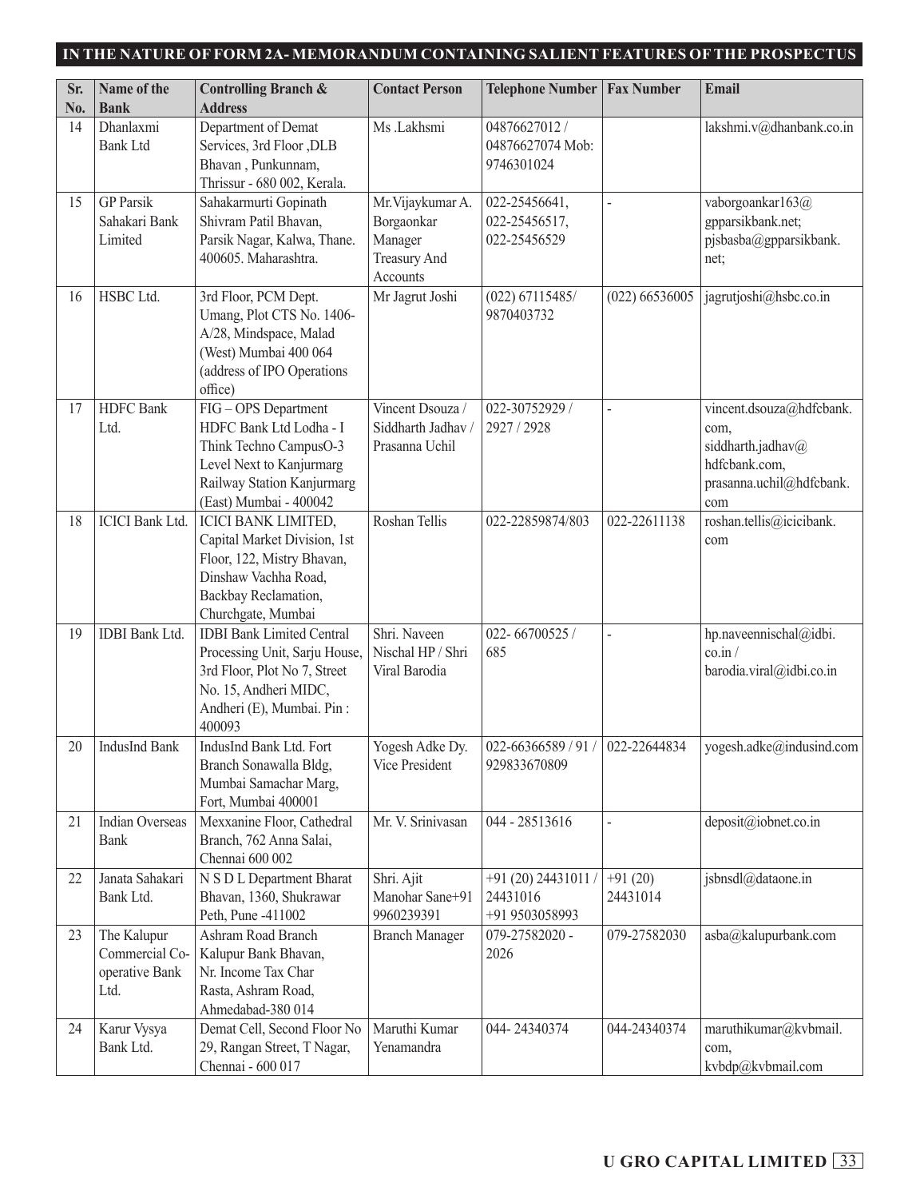## IN THE NATURE OF FORM 2A- MEMORANDUM CONTAINING SALIENT FEATURES OF THE PROSPECTUS

| Sr. No. | Name of the Bank | Controlling Branch & Address | Contact Person | Telephone Number | Fax Number | Email |
|---|---|---|---|---|---|---|
| 14 | Dhanlaxmi Bank Ltd | Department of Demat Services, 3rd Floor ,DLB Bhavan , Punkunnam, Thrissur - 680 002, Kerala. | Ms .Lakhsmi | 04876627012 / 04876627074 Mob: 9746301024 | | lakshmi.v@dhanbank.co.in |
| 15 | GP Parsik Sahakari Bank Limited | Sahakarmurti Gopinath Shivram Patil Bhavan, Parsik Nagar, Kalwa, Thane. 400605. Maharashtra. | Mr.Vijaykumar A. Borgaonkar Manager Treasury And Accounts | 022-25456641, 022-25456517, 022-25456529 | - | vaborgoankar163@gpparsikbank.net; pjsbasba@gpparsikbank.net; |
| 16 | HSBC Ltd. | 3rd Floor, PCM Dept. Umang, Plot CTS No. 1406-A/28, Mindspace, Malad (West) Mumbai 400 064 (address of IPO Operations office) | Mr Jagrut Joshi | (022) 67115485/ 9870403732 | (022) 66536005 | jagrutjoshi@hsbc.co.in |
| 17 | HDFC Bank Ltd. | FIG – OPS Department HDFC Bank Ltd Lodha - I Think Techno CampusO-3 Level Next to Kanjurmarg Railway Station Kanjurmarg (East) Mumbai - 400042 | Vincent Dsouza / Siddharth Jadhav / Prasanna Uchil | 022-30752929 / 2927 / 2928 | - | vincent.dsouza@hdfcbank.com, siddharth.jadhav@hdfcbank.com, prasanna.uchil@hdfcbank.com |
| 18 | ICICI Bank Ltd. | ICICI BANK LIMITED, Capital Market Division, 1st Floor, 122, Mistry Bhavan, Dinshaw Vachha Road, Backbay Reclamation, Churchgate, Mumbai | Roshan Tellis | 022-22859874/803 | 022-22611138 | roshan.tellis@icicibank.com |
| 19 | IDBI Bank Ltd. | IDBI Bank Limited Central Processing Unit, Sarju House, 3rd Floor, Plot No 7, Street No. 15, Andheri MIDC, Andheri (E), Mumbai. Pin : 400093 | Shri. Naveen Nischal HP / Shri Viral Barodia | 022- 66700525 / 685 | - | hp.naveennischal@idbi.co.in / barodia.viral@idbi.co.in |
| 20 | IndusInd Bank | IndusInd Bank Ltd. Fort Branch Sonawalla Bldg, Mumbai Samachar Marg, Fort, Mumbai 400001 | Yogesh Adke Dy. Vice President | 022-66366589 / 91 / 929833670809 | 022-22644834 | yogesh.adke@indusind.com |
| 21 | Indian Overseas Bank | Mexxanine Floor, Cathedral Branch, 762 Anna Salai, Chennai 600 002 | Mr. V. Srinivasan | 044 - 28513616 | - | deposit@iobnet.co.in |
| 22 | Janata Sahakari Bank Ltd. | N S D L Department Bharat Bhavan, 1360, Shukrawar Peth, Pune -411002 | Shri. Ajit Manohar Sane+91 9960239391 | +91 (20) 24431011 / 24431016 +91 9503058993 | +91 (20) 24431014 | jsbnsdl@dataone.in |
| 23 | The Kalupur Commercial Co-operative Bank Ltd. | Ashram Road Branch Kalupur Bank Bhavan, Nr. Income Tax Char Rasta, Ashram Road, Ahmedabad-380 014 | Branch Manager | 079-27582020 - 2026 | 079-27582030 | asba@kalupurbank.com |
| 24 | Karur Vysya Bank Ltd. | Demat Cell, Second Floor No 29, Rangan Street, T Nagar, Chennai - 600 017 | Maruthi Kumar Yenamandra | 044- 24340374 | 044-24340374 | maruthikumar@kvbmail.com, kvbdp@kvbmail.com |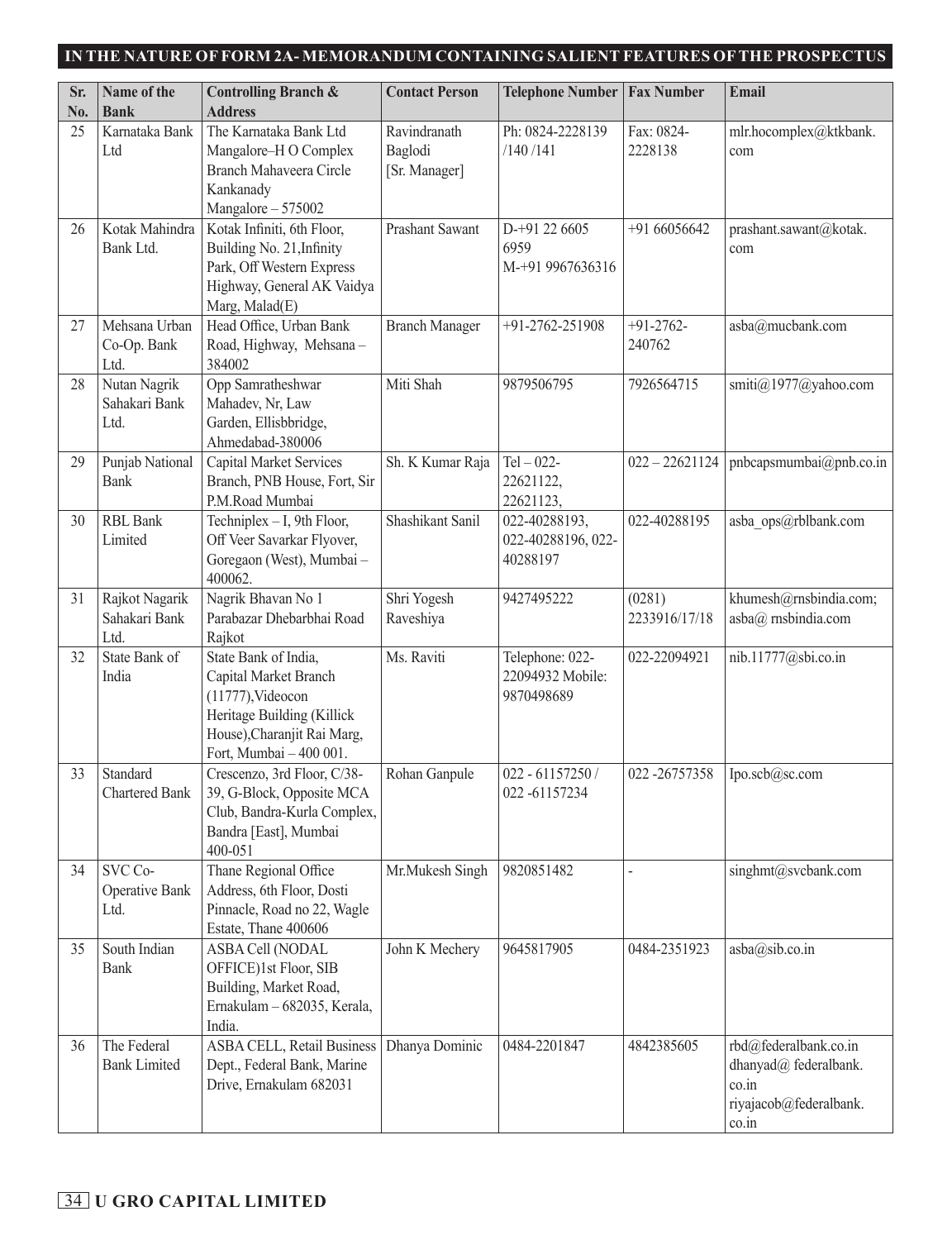## IN THE NATURE OF FORM 2A- MEMORANDUM CONTAINING SALIENT FEATURES OF THE PROSPECTUS

| Sr. No. | Name of the Bank | Controlling Branch & Address | Contact Person | Telephone Number | Fax Number | Email |
|---|---|---|---|---|---|---|
| 25 | Karnataka Bank Ltd | The Karnataka Bank Ltd Mangalore–H O Complex Branch Mahaveera Circle Kankanady Mangalore – 575002 | Ravindranath Baglodi [Sr. Manager] | Ph: 0824-2228139 /140 /141 | Fax: 0824-2228138 | mlr.hocomplex@ktkbank.com |
| 26 | Kotak Mahindra Bank Ltd. | Kotak Infiniti, 6th Floor, Building No. 21,Infinity Park, Off Western Express Highway, General AK Vaidya Marg, Malad(E) | Prashant Sawant | D-+91 22 6605 6959 M-+91 9967636316 | +91 66056642 | prashant.sawant@kotak.com |
| 27 | Mehsana Urban Co-Op. Bank Ltd. | Head Office, Urban Bank Road, Highway, Mehsana – 384002 | Branch Manager | +91-2762-251908 | +91-2762-240762 | asba@mucbank.com |
| 28 | Nutan Nagrik Sahakari Bank Ltd. | Opp Samratheshwar Mahadev, Nr, Law Garden, Ellisbbridge, Ahmedabad-380006 | Miti Shah | 9879506795 | 7926564715 | smiti@1977@yahoo.com |
| 29 | Punjab National Bank | Capital Market Services Branch, PNB House, Fort, Sir P.M.Road Mumbai | Sh. K Kumar Raja | Tel – 022-22621122, 22621123, | 022 – 22621124 | pnbcapsmumbai@pnb.co.in |
| 30 | RBL Bank Limited | Techniplex – I, 9th Floor, Off Veer Savarkar Flyover, Goregaon (West), Mumbai – 400062. | Shashikant Sanil | 022-40288193, 022-40288196, 022-40288197 | 022-40288195 | asba_ops@rblbank.com |
| 31 | Rajkot Nagarik Sahakari Bank Ltd. | Nagrik Bhavan No 1 Parabazar Dhebarbhai Road Rajkot | Shri Yogesh Raveshiya | 9427495222 | (0281) 2233916/17/18 | khumesh@rnsbindia.com; asba@ rnsbindia.com |
| 32 | State Bank of India | State Bank of India, Capital Market Branch (11777),Videocon Heritage Building (Killick House),Charanjit Rai Marg, Fort, Mumbai – 400 001. | Ms. Raviti | Telephone: 022-22094932 Mobile: 9870498689 | 022-22094921 | nib.11777@sbi.co.in |
| 33 | Standard Chartered Bank | Crescenzo, 3rd Floor, C/38-39, G-Block, Opposite MCA Club, Bandra-Kurla Complex, Bandra [East], Mumbai 400-051 | Rohan Ganpule | 022 - 61157250 / 022 -61157234 | 022 -26757358 | Ipo.scb@sc.com |
| 34 | SVC Co-Operative Bank Ltd. | Thane Regional Office Address, 6th Floor, Dosti Pinnacle, Road no 22, Wagle Estate, Thane 400606 | Mr.Mukesh Singh | 9820851482 | - | singhmt@svcbank.com |
| 35 | South Indian Bank | ASBA Cell (NODAL OFFICE)1st Floor, SIB Building, Market Road, Ernakulam – 682035, Kerala, India. | John K Mechery | 9645817905 | 0484-2351923 | asba@sib.co.in |
| 36 | The Federal Bank Limited | ASBA CELL, Retail Business Dept., Federal Bank, Marine Drive, Ernakulam 682031 | Dhanya Dominic | 0484-2201847 | 4842385605 | rbd@federalbank.co.in dhanyad@ federalbank.co.in riyajacob@federalbank.co.in |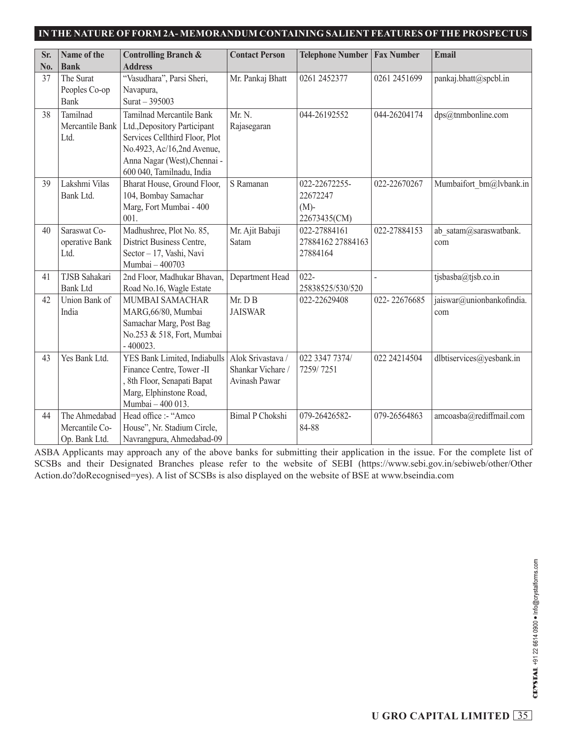## IN THE NATURE OF FORM 2A- MEMORANDUM CONTAINING SALIENT FEATURES OF THE PROSPECTUS

| Sr. No. | Name of the Bank | Controlling Branch & Address | Contact Person | Telephone Number | Fax Number | Email |
|---|---|---|---|---|---|---|
| 37 | The Surat Peoples Co-op Bank | "Vasudhara", Parsi Sheri, Navapura, Surat – 395003 | Mr. Pankaj Bhatt | 0261 2452377 | 0261 2451699 | pankaj.bhatt@spcbl.in |
| 38 | Tamilnad Mercantile Bank Ltd. | Tamilnad Mercantile Bank Ltd.,Depository Participant Services Cellthird Floor, Plot No.4923, Ac/16,2nd Avenue, Anna Nagar (West),Chennai - 600 040, Tamilnadu, India | Mr. N. Rajasegaran | 044-26192552 | 044-26204174 | dps@tnmbonline.com |
| 39 | Lakshmi Vilas Bank Ltd. | Bharat House, Ground Floor, 104, Bombay Samachar Marg, Fort Mumbai - 400 001. | S Ramanan | 022-22672255-22672247 (M)-22673435(CM) | 022-22670267 | Mumbaifort_bm@lvbank.in |
| 40 | Saraswat Co-operative Bank Ltd. | Madhushree, Plot No. 85, District Business Centre, Sector – 17, Vashi, Navi Mumbai – 400703 | Mr. Ajit Babaji Satam | 022-27884161 27884162 27884163 27884164 | 022-27884153 | ab_satam@saraswatbank.com |
| 41 | TJSB Sahakari Bank Ltd | 2nd Floor, Madhukar Bhavan, Road No.16, Wagle Estate | Department Head | 022-25838525/530/520 | - | tjsbasba@tjsb.co.in |
| 42 | Union Bank of India | MUMBAI SAMACHAR MARG,66/80, Mumbai Samachar Marg, Post Bag No.253 & 518, Fort, Mumbai - 400023. | Mr. D B JAISWAR | 022-22629408 | 022- 22676685 | jaiswar@unionbankofindia.com |
| 43 | Yes Bank Ltd. | YES Bank Limited, Indiabulls Finance Centre, Tower -II , 8th Floor, Senapati Bapat Marg, Elphinstone Road, Mumbai – 400 013. | Alok Srivastava / Shankar Vichare / Avinash Pawar | 022 3347 7374/ 7259/ 7251 | 022 24214504 | dlbtiservices@yesbank.in |
| 44 | The Ahmedabad Mercantile Co-Op. Bank Ltd. | Head office :- "Amco House", Nr. Stadium Circle, Navrangpura, Ahmedabad-09 | Bimal P Chokshi | 079-26426582-84-88 | 079-26564863 | amcoasba@rediffmail.com |

ASBA Applicants may approach any of the above banks for submitting their application in the issue. For the complete list of SCSBs and their Designated Branches please refer to the website of SEBI (https://www.sebi.gov.in/sebiweb/other/OtherAction.do?doRecognised=yes). A list of SCSBs is also displayed on the website of BSE at www.bseindia.com